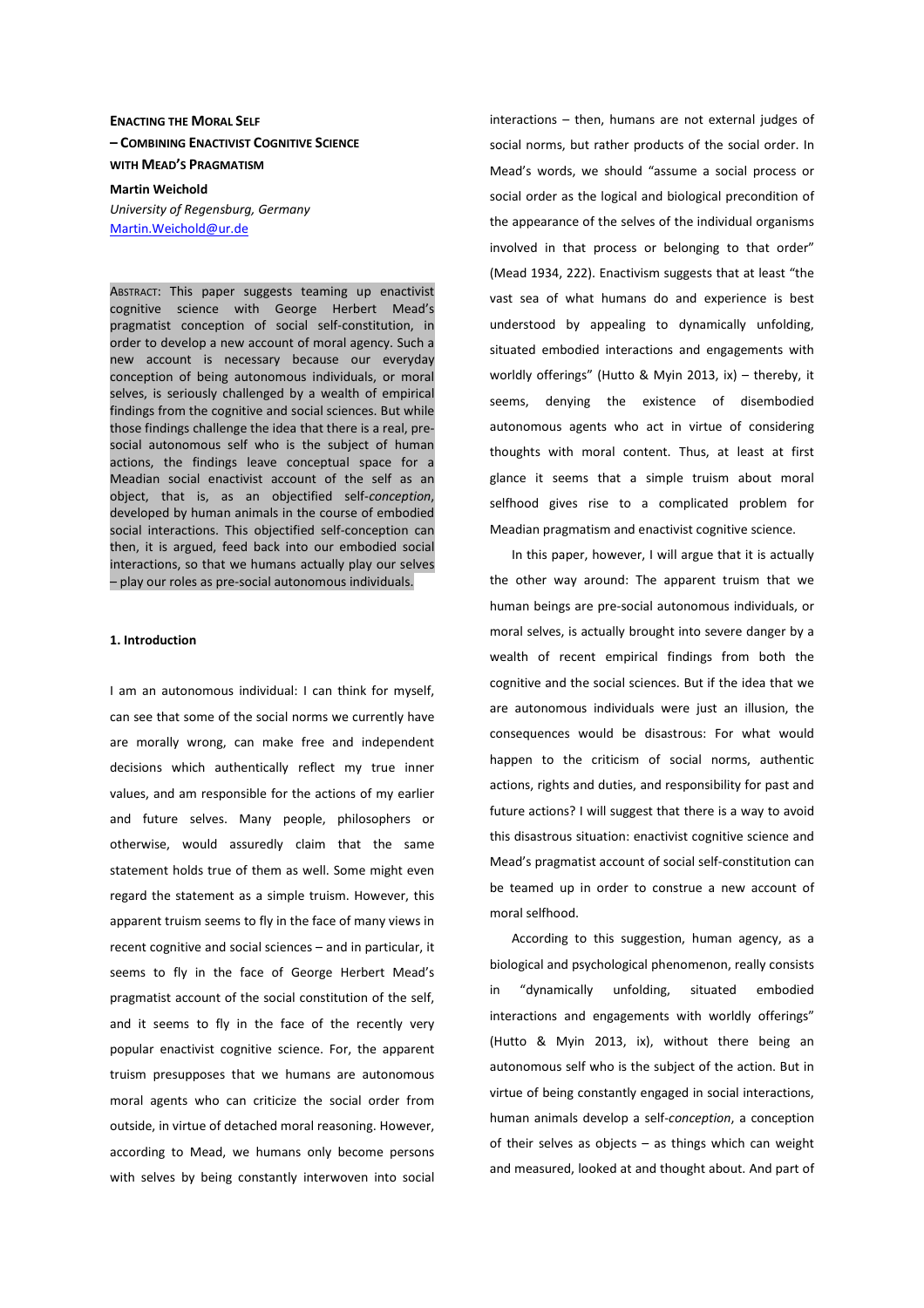# ENACTING THE MORAL SELF – COMBINING ENACTIVIST COGNITIVE SCIENCE WITH MEAD'S PRAGMATISM

**Martin Weichold**

*University of Regensburg, Germany*

Martin.Weichold@ur.de

ABSTRACT: This paper suggests teaming up enactivist cognitive science with George Herbert Mead's pragmatist conception of social self-constitution, in order to develop a new account of moral agency. Such a new account is necessary because our everyday conception of being autonomous individuals, or moral selves, is seriously challenged by a wealth of empirical findings from the cognitive and social sciences. But while those findings challenge the idea that there is a real, pre-social autonomous self who is the subject of human actions, the findings leave conceptual space for a Meadian social enactivist account of the self as an object, that is, as an objectified self-*conception*, developed by human animals in the course of embodied social interactions. This objectified self-conception can then, it is argued, feed back into our embodied social interactions, so that we humans actually play our selves – play our roles as pre-social autonomous individuals.

## 1. Introduction

I am an autonomous individual: I can think for myself, can see that some of the social norms we currently have are morally wrong, can make free and independent decisions which authentically reflect my true inner values, and am responsible for the actions of my earlier and future selves. Many people, philosophers or otherwise, would assuredly claim that the same statement holds true of them as well. Some might even regard the statement as a simple truism. However, this apparent truism seems to fly in the face of many views in recent cognitive and social sciences – and in particular, it seems to fly in the face of George Herbert Mead's pragmatist account of the social constitution of the self, and it seems to fly in the face of the recently very popular enactivist cognitive science. For, the apparent truism presupposes that we humans are autonomous moral agents who can criticize the social order from outside, in virtue of detached moral reasoning. However, according to Mead, we humans only become persons with selves by being constantly interwoven into social interactions – then, humans are not external judges of social norms, but rather products of the social order. In Mead's words, we should "assume a social process or social order as the logical and biological precondition of the appearance of the selves of the individual organisms involved in that process or belonging to that order" (Mead 1934, 222). Enactivism suggests that at least "the vast sea of what humans do and experience is best understood by appealing to dynamically unfolding, situated embodied interactions and engagements with worldly offerings" (Hutto & Myin 2013, ix) – thereby, it seems, denying the existence of disembodied autonomous agents who act in virtue of considering thoughts with moral content. Thus, at least at first glance it seems that a simple truism about moral selfhood gives rise to a complicated problem for Meadian pragmatism and enactivist cognitive science.

In this paper, however, I will argue that it is actually the other way around: The apparent truism that we human beings are pre-social autonomous individuals, or moral selves, is actually brought into severe danger by a wealth of recent empirical findings from both the cognitive and the social sciences. But if the idea that we are autonomous individuals were just an illusion, the consequences would be disastrous: For what would happen to the criticism of social norms, authentic actions, rights and duties, and responsibility for past and future actions? I will suggest that there is a way to avoid this disastrous situation: enactivist cognitive science and Mead's pragmatist account of social self-constitution can be teamed up in order to construe a new account of moral selfhood.

According to this suggestion, human agency, as a biological and psychological phenomenon, really consists in "dynamically unfolding, situated embodied interactions and engagements with worldly offerings" (Hutto & Myin 2013, ix), without there being an autonomous self who is the subject of the action. But in virtue of being constantly engaged in social interactions, human animals develop a self-*conception*, a conception of their selves as objects – as things which can weight and measured, looked at and thought about. And part of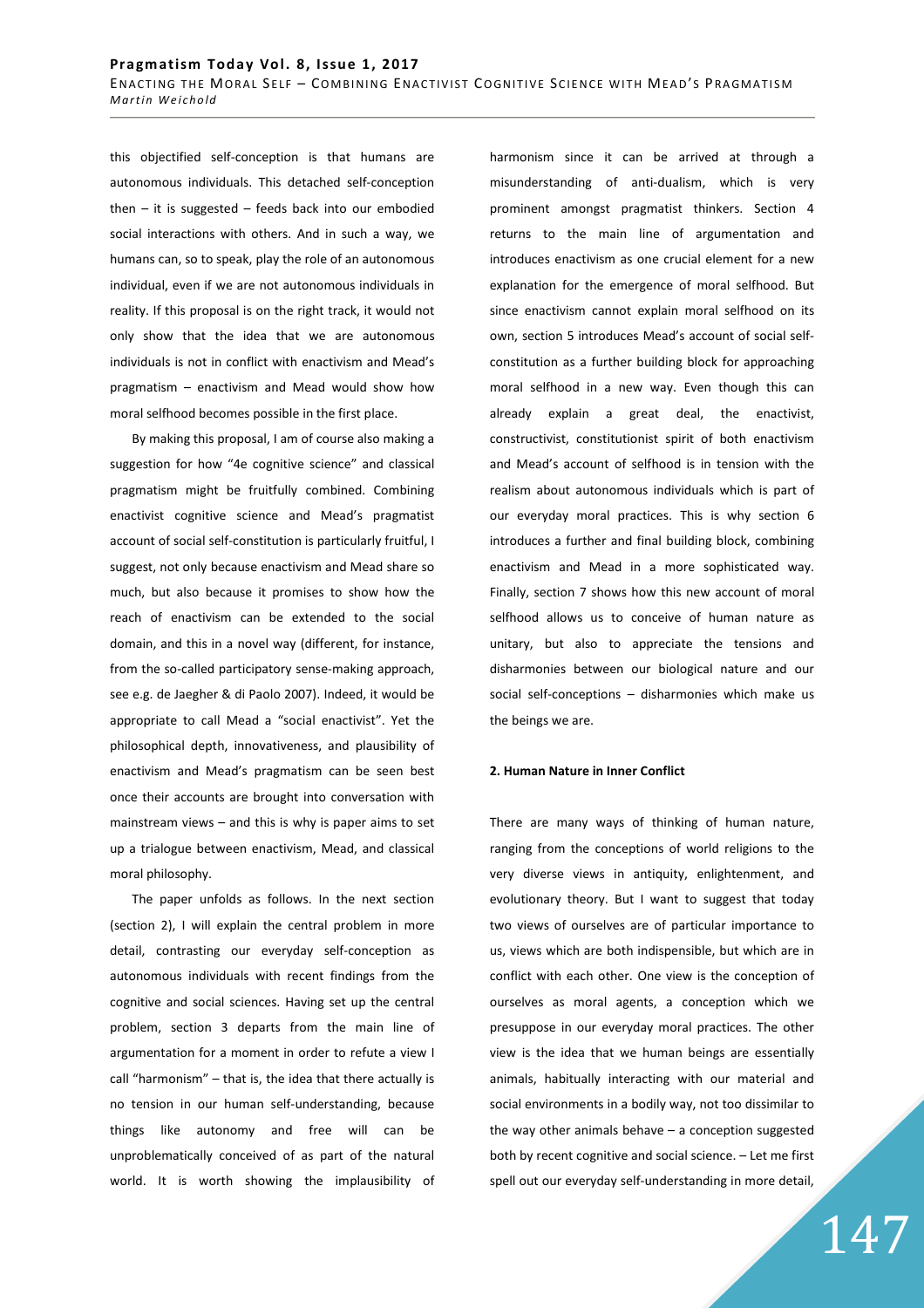this objectified self-conception is that humans are autonomous individuals. This detached self-conception then – it is suggested – feeds back into our embodied social interactions with others. And in such a way, we humans can, so to speak, play the role of an autonomous individual, even if we are not autonomous individuals in reality. If this proposal is on the right track, it would not only show that the idea that we are autonomous individuals is not in conflict with enactivism and Mead's pragmatism – enactivism and Mead would show how moral selfhood becomes possible in the first place.

By making this proposal, I am of course also making a suggestion for how "4e cognitive science" and classical pragmatism might be fruitfully combined. Combining enactivist cognitive science and Mead's pragmatist account of social self-constitution is particularly fruitful, I suggest, not only because enactivism and Mead share so much, but also because it promises to show how the reach of enactivism can be extended to the social domain, and this in a novel way (different, for instance, from the so-called participatory sense-making approach, see e.g. de Jaegher & di Paolo 2007). Indeed, it would be appropriate to call Mead a "social enactivist". Yet the philosophical depth, innovativeness, and plausibility of enactivism and Mead's pragmatism can be seen best once their accounts are brought into conversation with mainstream views – and this is why is paper aims to set up a trialogue between enactivism, Mead, and classical moral philosophy.

The paper unfolds as follows. In the next section (section 2), I will explain the central problem in more detail, contrasting our everyday self-conception as autonomous individuals with recent findings from the cognitive and social sciences. Having set up the central problem, section 3 departs from the main line of argumentation for a moment in order to refute a view I call "harmonism" – that is, the idea that there actually is no tension in our human self-understanding, because things like autonomy and free will can be unproblematically conceived of as part of the natural world. It is worth showing the implausibility of harmonism since it can be arrived at through a misunderstanding of anti-dualism, which is very prominent amongst pragmatist thinkers. Section 4 returns to the main line of argumentation and introduces enactivism as one crucial element for a new explanation for the emergence of moral selfhood. But since enactivism cannot explain moral selfhood on its own, section 5 introduces Mead's account of social self-constitution as a further building block for approaching moral selfhood in a new way. Even though this can already explain a great deal, the enactivist, constructivist, constitutionist spirit of both enactivism and Mead's account of selfhood is in tension with the realism about autonomous individuals which is part of our everyday moral practices. This is why section 6 introduces a further and final building block, combining enactivism and Mead in a more sophisticated way. Finally, section 7 shows how this new account of moral selfhood allows us to conceive of human nature as unitary, but also to appreciate the tensions and disharmonies between our biological nature and our social self-conceptions – disharmonies which make us the beings we are.

## 2. Human Nature in Inner Conflict

There are many ways of thinking of human nature, ranging from the conceptions of world religions to the very diverse views in antiquity, enlightenment, and evolutionary theory. But I want to suggest that today two views of ourselves are of particular importance to us, views which are both indispensible, but which are in conflict with each other. One view is the conception of ourselves as moral agents, a conception which we presuppose in our everyday moral practices. The other view is the idea that we human beings are essentially animals, habitually interacting with our material and social environments in a bodily way, not too dissimilar to the way other animals behave – a conception suggested both by recent cognitive and social science. – Let me first spell out our everyday self-understanding in more detail,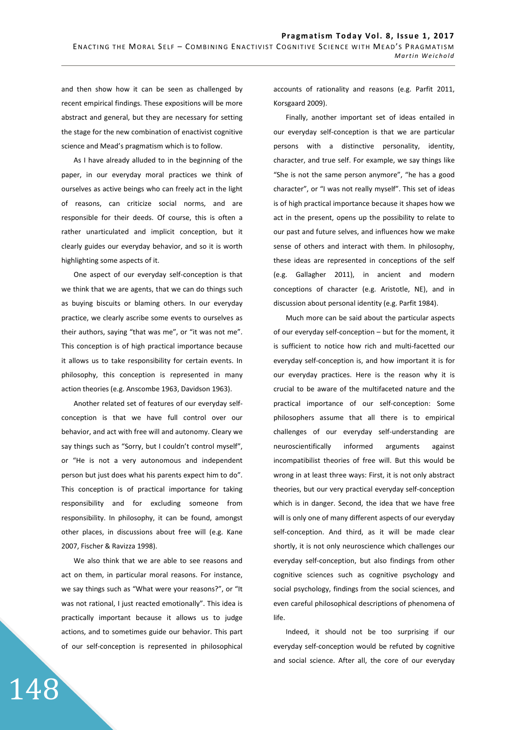and then show how it can be seen as challenged by recent empirical findings. These expositions will be more abstract and general, but they are necessary for setting the stage for the new combination of enactivist cognitive science and Mead's pragmatism which is to follow.

As I have already alluded to in the beginning of the paper, in our everyday moral practices we think of ourselves as active beings who can freely act in the light of reasons, can criticize social norms, and are responsible for their deeds. Of course, this is often a rather unarticulated and implicit conception, but it clearly guides our everyday behavior, and so it is worth highlighting some aspects of it.

One aspect of our everyday self-conception is that we think that we are agents, that we can do things such as buying biscuits or blaming others. In our everyday practice, we clearly ascribe some events to ourselves as their authors, saying "that was me", or "it was not me". This conception is of high practical importance because it allows us to take responsibility for certain events. In philosophy, this conception is represented in many action theories (e.g. Anscombe 1963, Davidson 1963).

Another related set of features of our everyday self-conception is that we have full control over our behavior, and act with free will and autonomy. Cleary we say things such as "Sorry, but I couldn't control myself", or "He is not a very autonomous and independent person but just does what his parents expect him to do". This conception is of practical importance for taking responsibility and for excluding someone from responsibility. In philosophy, it can be found, amongst other places, in discussions about free will (e.g. Kane 2007, Fischer & Ravizza 1998).

We also think that we are able to see reasons and act on them, in particular moral reasons. For instance, we say things such as "What were your reasons?", or "It was not rational, I just reacted emotionally". This idea is practically important because it allows us to judge actions, and to sometimes guide our behavior. This part of our self-conception is represented in philosophical accounts of rationality and reasons (e.g. Parfit 2011, Korsgaard 2009).

Finally, another important set of ideas entailed in our everyday self-conception is that we are particular persons with a distinctive personality, identity, character, and true self. For example, we say things like "She is not the same person anymore", "he has a good character", or "I was not really myself". This set of ideas is of high practical importance because it shapes how we act in the present, opens up the possibility to relate to our past and future selves, and influences how we make sense of others and interact with them. In philosophy, these ideas are represented in conceptions of the self (e.g. Gallagher 2011), in ancient and modern conceptions of character (e.g. Aristotle, NE), and in discussion about personal identity (e.g. Parfit 1984).

Much more can be said about the particular aspects of our everyday self-conception – but for the moment, it is sufficient to notice how rich and multi-facetted our everyday self-conception is, and how important it is for our everyday practices. Here is the reason why it is crucial to be aware of the multifaceted nature and the practical importance of our self-conception: Some philosophers assume that all there is to empirical challenges of our everyday self-understanding are neuroscientifically informed arguments against incompatibilist theories of free will. But this would be wrong in at least three ways: First, it is not only abstract theories, but our very practical everyday self-conception which is in danger. Second, the idea that we have free will is only one of many different aspects of our everyday self-conception. And third, as it will be made clear shortly, it is not only neuroscience which challenges our everyday self-conception, but also findings from other cognitive sciences such as cognitive psychology and social psychology, findings from the social sciences, and even careful philosophical descriptions of phenomena of life.

Indeed, it should not be too surprising if our everyday self-conception would be refuted by cognitive and social science. After all, the core of our everyday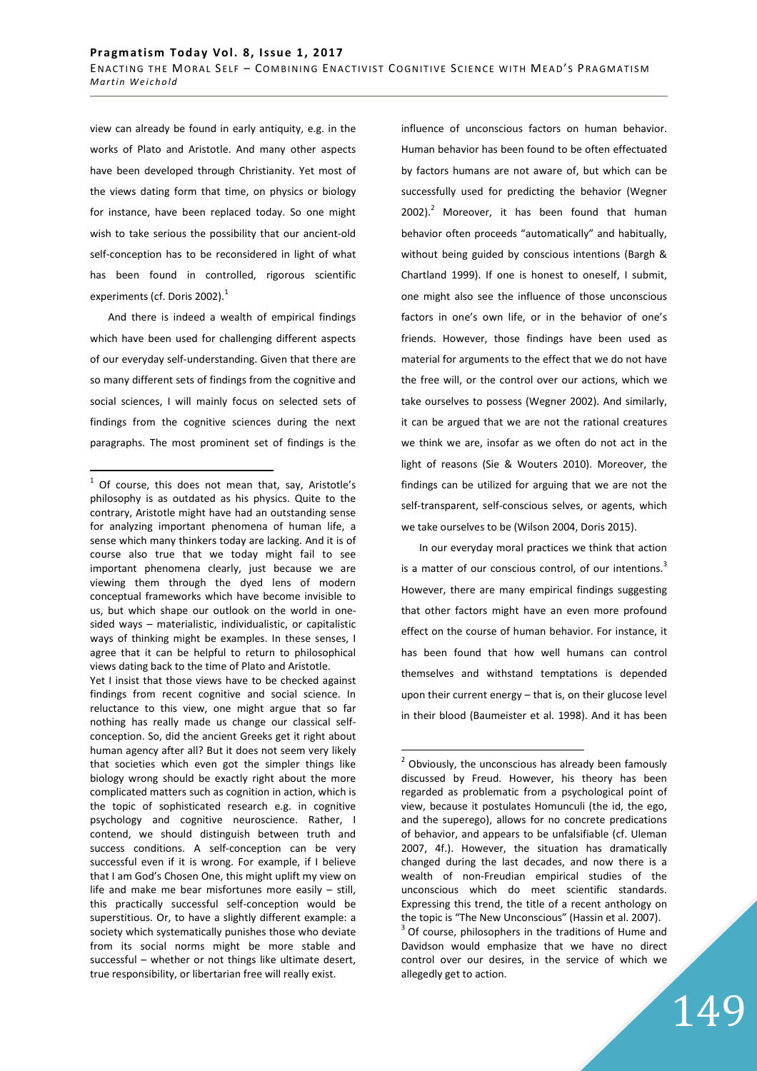view can already be found in early antiquity, e.g. in the works of Plato and Aristotle. And many other aspects have been developed through Christianity. Yet most of the views dating form that time, on physics or biology for instance, have been replaced today. So one might wish to take serious the possibility that our ancient-old self-conception has to be reconsidered in light of what has been found in controlled, rigorous scientific experiments (cf. Doris 2002).[1]

And there is indeed a wealth of empirical findings which have been used for challenging different aspects of our everyday self-understanding. Given that there are so many different sets of findings from the cognitive and social sciences, I will mainly focus on selected sets of findings from the cognitive sciences during the next paragraphs. The most prominent set of findings is the influence of unconscious factors on human behavior. Human behavior has been found to be often effectuated by factors humans are not aware of, but which can be successfully used for predicting the behavior (Wegner 2002).[2] Moreover, it has been found that human behavior often proceeds "automatically" and habitually, without being guided by conscious intentions (Bargh & Chartland 1999). If one is honest to oneself, I submit, one might also see the influence of those unconscious factors in one's own life, or in the behavior of one's friends. However, those findings have been used as material for arguments to the effect that we do not have the free will, or the control over our actions, which we take ourselves to possess (Wegner 2002). And similarly, it can be argued that we are not the rational creatures we think we are, insofar as we often do not act in the light of reasons (Sie & Wouters 2010). Moreover, the findings can be utilized for arguing that we are not the self-transparent, self-conscious selves, or agents, which we take ourselves to be (Wilson 2004, Doris 2015).

In our everyday moral practices we think that action is a matter of our conscious control, of our intentions.[3] However, there are many empirical findings suggesting that other factors might have an even more profound effect on the course of human behavior. For instance, it has been found that how well humans can control themselves and withstand temptations is depended upon their current energy – that is, on their glucose level in their blood (Baumeister et al. 1998). And it has been

---

[1] Of course, this does not mean that, say, Aristotle's philosophy is as outdated as his physics. Quite to the contrary, Aristotle might have had an outstanding sense for analyzing important phenomena of human life, a sense which many thinkers today are lacking. And it is of course also true that we today might fail to see important phenomena clearly, just because we are viewing them through the dyed lens of modern conceptual frameworks which have become invisible to us, but which shape our outlook on the world in one-sided ways – materialistic, individualistic, or capitalistic ways of thinking might be examples. In these senses, I agree that it can be helpful to return to philosophical views dating back to the time of Plato and Aristotle.
Yet I insist that those views have to be checked against findings from recent cognitive and social science. In reluctance to this view, one might argue that so far nothing has really made us change our classical self-conception. So, did the ancient Greeks get it right about human agency after all? But it does not seem very likely that societies which even got the simpler things like biology wrong should be exactly right about the more complicated matters such as cognition in action, which is the topic of sophisticated research e.g. in cognitive psychology and cognitive neuroscience. Rather, I contend, we should distinguish between truth and success conditions. A self-conception can be very successful even if it is wrong. For example, if I believe that I am God's Chosen One, this might uplift my view on life and make me bear misfortunes more easily – still, this practically successful self-conception would be superstitious. Or, to have a slightly different example: a society which systematically punishes those who deviate from its social norms might be more stable and successful – whether or not things like ultimate desert, true responsibility, or libertarian free will really exist.

[2] Obviously, the unconscious has already been famously discussed by Freud. However, his theory has been regarded as problematic from a psychological point of view, because it postulates Homunculi (the id, the ego, and the superego), allows for no concrete predications of behavior, and appears to be unfalsifiable (cf. Uleman 2007, 4f.). However, the situation has dramatically changed during the last decades, and now there is a wealth of non-Freudian empirical studies of the unconscious which do meet scientific standards. Expressing this trend, the title of a recent anthology on the topic is "The New Unconscious" (Hassin et al. 2007).

[3] Of course, philosophers in the traditions of Hume and Davidson would emphasize that we have no direct control over our desires, in the service of which we allegedly get to action.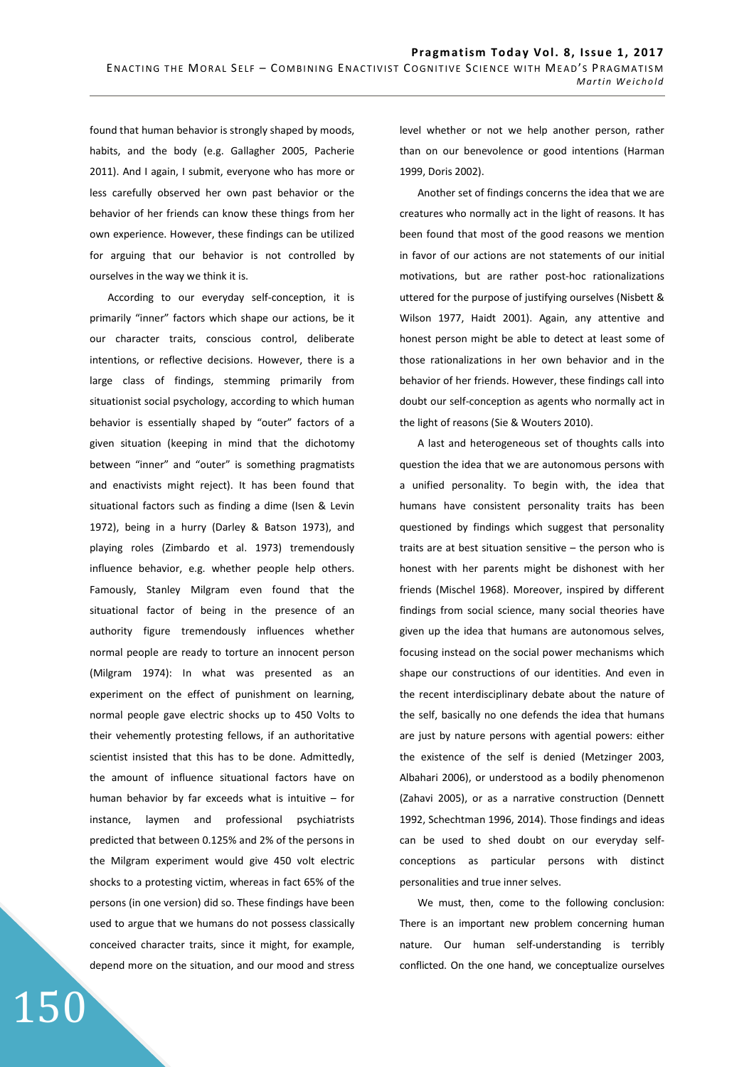found that human behavior is strongly shaped by moods, habits, and the body (e.g. Gallagher 2005, Pacherie 2011). And I again, I submit, everyone who has more or less carefully observed her own past behavior or the behavior of her friends can know these things from her own experience. However, these findings can be utilized for arguing that our behavior is not controlled by ourselves in the way we think it is.

According to our everyday self-conception, it is primarily "inner" factors which shape our actions, be it our character traits, conscious control, deliberate intentions, or reflective decisions. However, there is a large class of findings, stemming primarily from situationist social psychology, according to which human behavior is essentially shaped by "outer" factors of a given situation (keeping in mind that the dichotomy between "inner" and "outer" is something pragmatists and enactivists might reject). It has been found that situational factors such as finding a dime (Isen & Levin 1972), being in a hurry (Darley & Batson 1973), and playing roles (Zimbardo et al. 1973) tremendously influence behavior, e.g. whether people help others. Famously, Stanley Milgram even found that the situational factor of being in the presence of an authority figure tremendously influences whether normal people are ready to torture an innocent person (Milgram 1974): In what was presented as an experiment on the effect of punishment on learning, normal people gave electric shocks up to 450 Volts to their vehemently protesting fellows, if an authoritative scientist insisted that this has to be done. Admittedly, the amount of influence situational factors have on human behavior by far exceeds what is intuitive – for instance, laymen and professional psychiatrists predicted that between 0.125% and 2% of the persons in the Milgram experiment would give 450 volt electric shocks to a protesting victim, whereas in fact 65% of the persons (in one version) did so. These findings have been used to argue that we humans do not possess classically conceived character traits, since it might, for example, depend more on the situation, and our mood and stress level whether or not we help another person, rather than on our benevolence or good intentions (Harman 1999, Doris 2002).

Another set of findings concerns the idea that we are creatures who normally act in the light of reasons. It has been found that most of the good reasons we mention in favor of our actions are not statements of our initial motivations, but are rather post-hoc rationalizations uttered for the purpose of justifying ourselves (Nisbett & Wilson 1977, Haidt 2001). Again, any attentive and honest person might be able to detect at least some of those rationalizations in her own behavior and in the behavior of her friends. However, these findings call into doubt our self-conception as agents who normally act in the light of reasons (Sie & Wouters 2010).

A last and heterogeneous set of thoughts calls into question the idea that we are autonomous persons with a unified personality. To begin with, the idea that humans have consistent personality traits has been questioned by findings which suggest that personality traits are at best situation sensitive – the person who is honest with her parents might be dishonest with her friends (Mischel 1968). Moreover, inspired by different findings from social science, many social theories have given up the idea that humans are autonomous selves, focusing instead on the social power mechanisms which shape our constructions of our identities. And even in the recent interdisciplinary debate about the nature of the self, basically no one defends the idea that humans are just by nature persons with agential powers: either the existence of the self is denied (Metzinger 2003, Albahari 2006), or understood as a bodily phenomenon (Zahavi 2005), or as a narrative construction (Dennett 1992, Schechtman 1996, 2014). Those findings and ideas can be used to shed doubt on our everyday self-conceptions as particular persons with distinct personalities and true inner selves.

We must, then, come to the following conclusion: There is an important new problem concerning human nature. Our human self-understanding is terribly conflicted. On the one hand, we conceptualize ourselves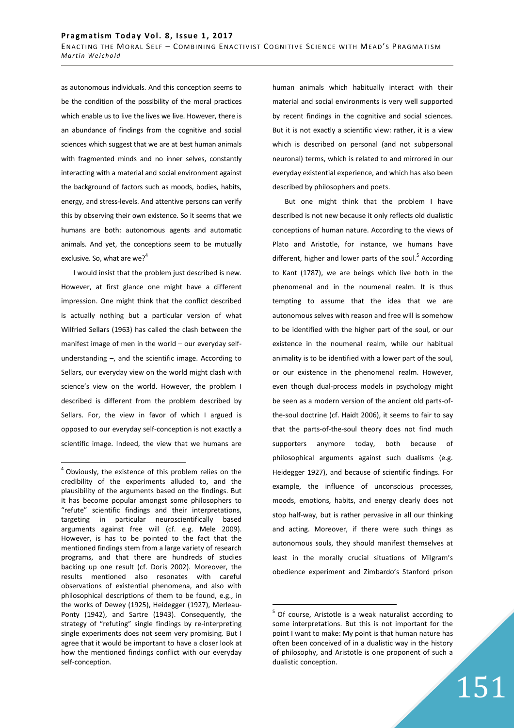as autonomous individuals. And this conception seems to be the condition of the possibility of the moral practices which enable us to live the lives we live. However, there is an abundance of findings from the cognitive and social sciences which suggest that we are at best human animals with fragmented minds and no inner selves, constantly interacting with a material and social environment against the background of factors such as moods, bodies, habits, energy, and stress-levels. And attentive persons can verify this by observing their own existence. So it seems that we humans are both: autonomous agents and automatic animals. And yet, the conceptions seem to be mutually exclusive. So, what are we?[4]

I would insist that the problem just described is new. However, at first glance one might have a different impression. One might think that the conflict described is actually nothing but a particular version of what Wilfried Sellars (1963) has called the clash between the manifest image of men in the world – our everyday self-understanding –, and the scientific image. According to Sellars, our everyday view on the world might clash with science's view on the world. However, the problem I described is different from the problem described by Sellars. For, the view in favor of which I argued is opposed to our everyday self-conception is not exactly a scientific image. Indeed, the view that we humans are human animals which habitually interact with their material and social environments is very well supported by recent findings in the cognitive and social sciences. But it is not exactly a scientific view: rather, it is a view which is described on personal (and not subpersonal neuronal) terms, which is related to and mirrored in our everyday existential experience, and which has also been described by philosophers and poets.

But one might think that the problem I have described is not new because it only reflects old dualistic conceptions of human nature. According to the views of Plato and Aristotle, for instance, we humans have different, higher and lower parts of the soul.[5] According to Kant (1787), we are beings which live both in the phenomenal and in the noumenal realm. It is thus tempting to assume that the idea that we are autonomous selves with reason and free will is somehow to be identified with the higher part of the soul, or our existence in the noumenal realm, while our habitual animality is to be identified with a lower part of the soul, or our existence in the phenomenal realm. However, even though dual-process models in psychology might be seen as a modern version of the ancient old parts-of-the-soul doctrine (cf. Haidt 2006), it seems to fair to say that the parts-of-the-soul theory does not find much supporters anymore today, both because of philosophical arguments against such dualisms (e.g. Heidegger 1927), and because of scientific findings. For example, the influence of unconscious processes, moods, emotions, habits, and energy clearly does not stop half-way, but is rather pervasive in all our thinking and acting. Moreover, if there were such things as autonomous souls, they should manifest themselves at least in the morally crucial situations of Milgram's obedience experiment and Zimbardo's Stanford prison

---

[4] Obviously, the existence of this problem relies on the credibility of the experiments alluded to, and the plausibility of the arguments based on the findings. But it has become popular amongst some philosophers to "refute" scientific findings and their interpretations, targeting in particular neuroscientifically based arguments against free will (cf. e.g. Mele 2009). However, is has to be pointed to the fact that the mentioned findings stem from a large variety of research programs, and that there are hundreds of studies backing up one result (cf. Doris 2002). Moreover, the results mentioned also resonates with careful observations of existential phenomena, and also with philosophical descriptions of them to be found, e.g., in the works of Dewey (1925), Heidegger (1927), Merleau-Ponty (1942), and Sartre (1943). Consequently, the strategy of "refuting" single findings by re-interpreting single experiments does not seem very promising. But I agree that it would be important to have a closer look at how the mentioned findings conflict with our everyday self-conception.

[5] Of course, Aristotle is a weak naturalist according to some interpretations. But this is not important for the point I want to make: My point is that human nature has often been conceived of in a dualistic way in the history of philosophy, and Aristotle is one proponent of such a dualistic conception.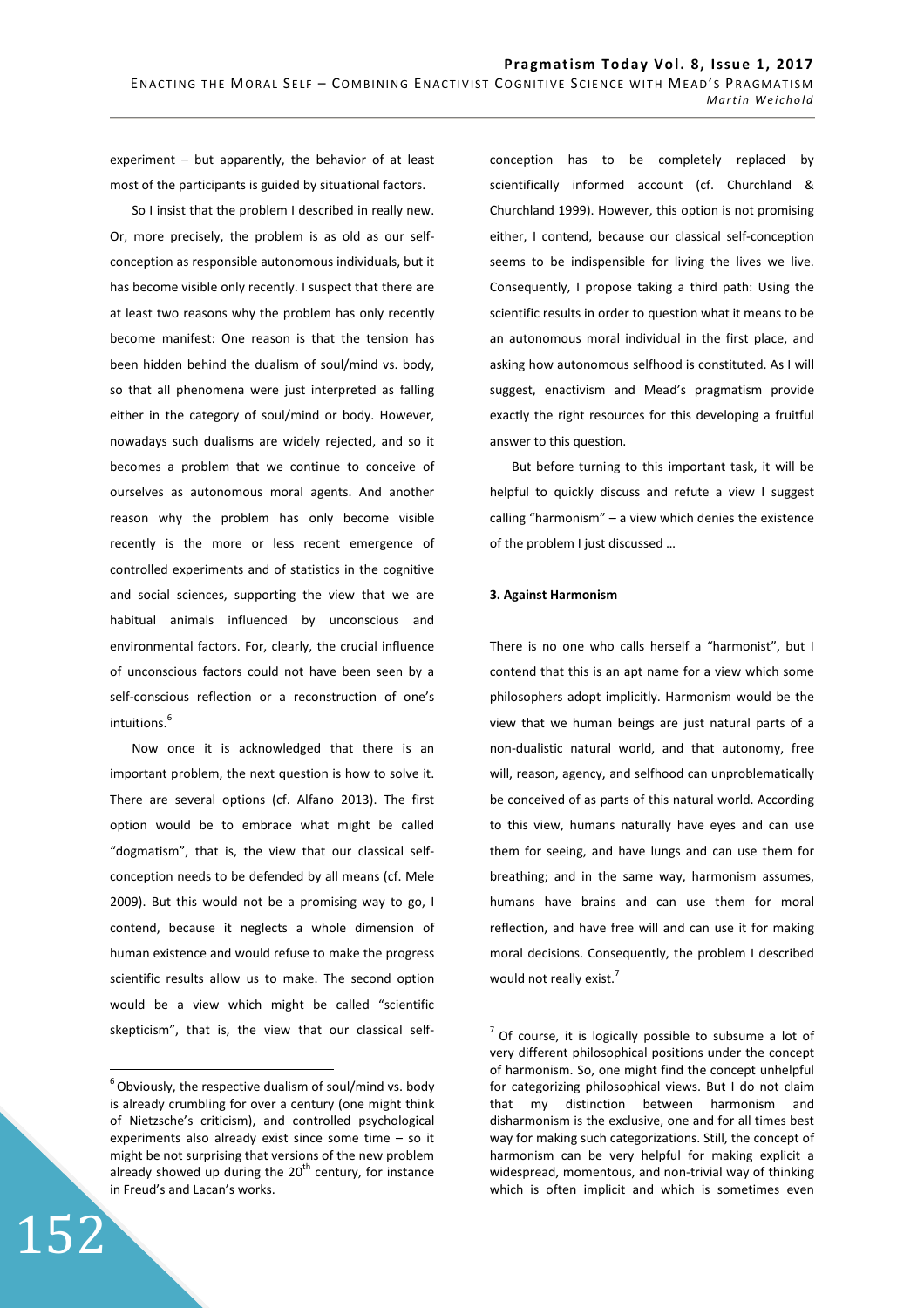experiment – but apparently, the behavior of at least most of the participants is guided by situational factors.

So I insist that the problem I described in really new. Or, more precisely, the problem is as old as our self-conception as responsible autonomous individuals, but it has become visible only recently. I suspect that there are at least two reasons why the problem has only recently become manifest: One reason is that the tension has been hidden behind the dualism of soul/mind vs. body, so that all phenomena were just interpreted as falling either in the category of soul/mind or body. However, nowadays such dualisms are widely rejected, and so it becomes a problem that we continue to conceive of ourselves as autonomous moral agents. And another reason why the problem has only become visible recently is the more or less recent emergence of controlled experiments and of statistics in the cognitive and social sciences, supporting the view that we are habitual animals influenced by unconscious and environmental factors. For, clearly, the crucial influence of unconscious factors could not have been seen by a self-conscious reflection or a reconstruction of one's intuitions.[6]

Now once it is acknowledged that there is an important problem, the next question is how to solve it. There are several options (cf. Alfano 2013). The first option would be to embrace what might be called "dogmatism", that is, the view that our classical self-conception needs to be defended by all means (cf. Mele 2009). But this would not be a promising way to go, I contend, because it neglects a whole dimension of human existence and would refuse to make the progress scientific results allow us to make. The second option would be a view which might be called "scientific skepticism", that is, the view that our classical self-conception has to be completely replaced by scientifically informed account (cf. Churchland & Churchland 1999). However, this option is not promising either, I contend, because our classical self-conception seems to be indispensible for living the lives we live. Consequently, I propose taking a third path: Using the scientific results in order to question what it means to be an autonomous moral individual in the first place, and asking how autonomous selfhood is constituted. As I will suggest, enactivism and Mead's pragmatism provide exactly the right resources for this developing a fruitful answer to this question.

But before turning to this important task, it will be helpful to quickly discuss and refute a view I suggest calling "harmonism" – a view which denies the existence of the problem I just discussed …

### 3. Against Harmonism

There is no one who calls herself a "harmonist", but I contend that this is an apt name for a view which some philosophers adopt implicitly. Harmonism would be the view that we human beings are just natural parts of a non-dualistic natural world, and that autonomy, free will, reason, agency, and selfhood can unproblematically be conceived of as parts of this natural world. According to this view, humans naturally have eyes and can use them for seeing, and have lungs and can use them for breathing; and in the same way, harmonism assumes, humans have brains and can use them for moral reflection, and have free will and can use it for making moral decisions. Consequently, the problem I described would not really exist.[7]

---

[6] Obviously, the respective dualism of soul/mind vs. body is already crumbling for over a century (one might think of Nietzsche's criticism), and controlled psychological experiments also already exist since some time – so it might be not surprising that versions of the new problem already showed up during the 20th century, for instance in Freud's and Lacan's works.

[7] Of course, it is logically possible to subsume a lot of very different philosophical positions under the concept of harmonism. So, one might find the concept unhelpful for categorizing philosophical views. But I do not claim that my distinction between harmonism and disharmonism is the exclusive, one and for all times best way for making such categorizations. Still, the concept of harmonism can be very helpful for making explicit a widespread, momentous, and non-trivial way of thinking which is often implicit and which is sometimes even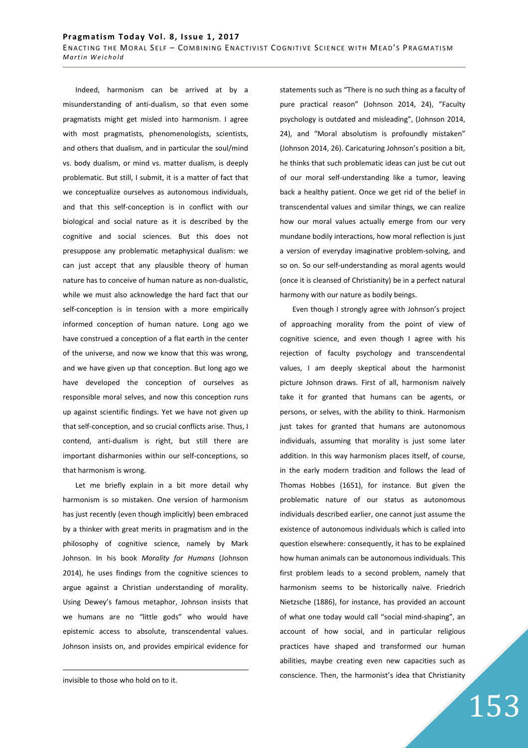Indeed, harmonism can be arrived at by a misunderstanding of anti-dualism, so that even some pragmatists might get misled into harmonism. I agree with most pragmatists, phenomenologists, scientists, and others that dualism, and in particular the soul/mind vs. body dualism, or mind vs. matter dualism, is deeply problematic. But still, I submit, it is a matter of fact that we conceptualize ourselves as autonomous individuals, and that this self-conception is in conflict with our biological and social nature as it is described by the cognitive and social sciences. But this does not presuppose any problematic metaphysical dualism: we can just accept that any plausible theory of human nature has to conceive of human nature as non-dualistic, while we must also acknowledge the hard fact that our self-conception is in tension with a more empirically informed conception of human nature. Long ago we have construed a conception of a flat earth in the center of the universe, and now we know that this was wrong, and we have given up that conception. But long ago we have developed the conception of ourselves as responsible moral selves, and now this conception runs up against scientific findings. Yet we have not given up that self-conception, and so crucial conflicts arise. Thus, I contend, anti-dualism is right, but still there are important disharmonies within our self-conceptions, so that harmonism is wrong.

Let me briefly explain in a bit more detail why harmonism is so mistaken. One version of harmonism has just recently (even though implicitly) been embraced by a thinker with great merits in pragmatism and in the philosophy of cognitive science, namely by Mark Johnson. In his book *Morality for Humans* (Johnson 2014), he uses findings from the cognitive sciences to argue against a Christian understanding of morality. Using Dewey's famous metaphor, Johnson insists that we humans are no "little gods" who would have epistemic access to absolute, transcendental values. Johnson insists on, and provides empirical evidence for statements such as "There is no such thing as a faculty of pure practical reason" (Johnson 2014, 24), "Faculty psychology is outdated and misleading", (Johnson 2014, 24), and "Moral absolutism is profoundly mistaken" (Johnson 2014, 26). Caricaturing Johnson's position a bit, he thinks that such problematic ideas can just be cut out of our moral self-understanding like a tumor, leaving back a healthy patient. Once we get rid of the belief in transcendental values and similar things, we can realize how our moral values actually emerge from our very mundane bodily interactions, how moral reflection is just a version of everyday imaginative problem-solving, and so on. So our self-understanding as moral agents would (once it is cleansed of Christianity) be in a perfect natural harmony with our nature as bodily beings.

Even though I strongly agree with Johnson's project of approaching morality from the point of view of cognitive science, and even though I agree with his rejection of faculty psychology and transcendental values, I am deeply skeptical about the harmonist picture Johnson draws. First of all, harmonism naïvely take it for granted that humans can be agents, or persons, or selves, with the ability to think. Harmonism just takes for granted that humans are autonomous individuals, assuming that morality is just some later addition. In this way harmonism places itself, of course, in the early modern tradition and follows the lead of Thomas Hobbes (1651), for instance. But given the problematic nature of our status as autonomous individuals described earlier, one cannot just assume the existence of autonomous individuals which is called into question elsewhere: consequently, it has to be explained how human animals can be autonomous individuals. This first problem leads to a second problem, namely that harmonism seems to be historically naïve. Friedrich Nietzsche (1886), for instance, has provided an account of what one today would call "social mind-shaping", an account of how social, and in particular religious practices have shaped and transformed our human abilities, maybe creating even new capacities such as conscience. Then, the harmonist's idea that Christianity

invisible to those who hold on to it.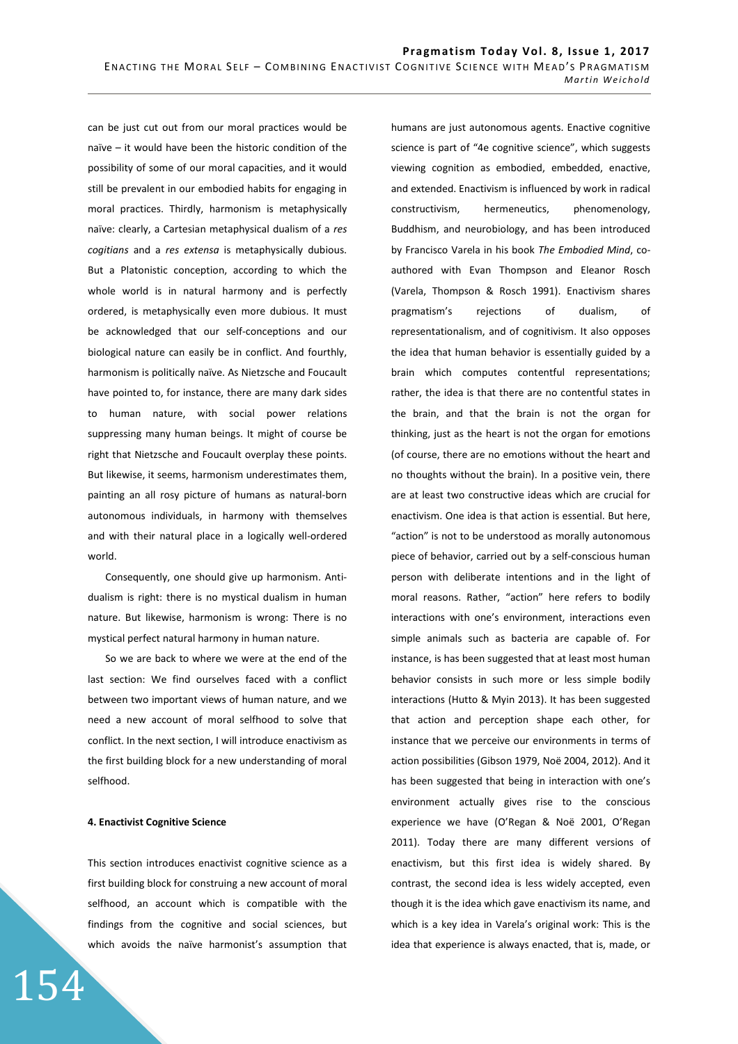can be just cut out from our moral practices would be naïve – it would have been the historic condition of the possibility of some of our moral capacities, and it would still be prevalent in our embodied habits for engaging in moral practices. Thirdly, harmonism is metaphysically naïve: clearly, a Cartesian metaphysical dualism of a *res cogitians* and a *res extensa* is metaphysically dubious. But a Platonistic conception, according to which the whole world is in natural harmony and is perfectly ordered, is metaphysically even more dubious. It must be acknowledged that our self-conceptions and our biological nature can easily be in conflict. And fourthly, harmonism is politically naïve. As Nietzsche and Foucault have pointed to, for instance, there are many dark sides to human nature, with social power relations suppressing many human beings. It might of course be right that Nietzsche and Foucault overplay these points. But likewise, it seems, harmonism underestimates them, painting an all rosy picture of humans as natural-born autonomous individuals, in harmony with themselves and with their natural place in a logically well-ordered world.

Consequently, one should give up harmonism. Anti-dualism is right: there is no mystical dualism in human nature. But likewise, harmonism is wrong: There is no mystical perfect natural harmony in human nature.

So we are back to where we were at the end of the last section: We find ourselves faced with a conflict between two important views of human nature, and we need a new account of moral selfhood to solve that conflict. In the next section, I will introduce enactivism as the first building block for a new understanding of moral selfhood.

#### 4. Enactivist Cognitive Science

This section introduces enactivist cognitive science as a first building block for construing a new account of moral selfhood, an account which is compatible with the findings from the cognitive and social sciences, but which avoids the naïve harmonist's assumption that humans are just autonomous agents. Enactive cognitive science is part of "4e cognitive science", which suggests viewing cognition as embodied, embedded, enactive, and extended. Enactivism is influenced by work in radical constructivism, hermeneutics, phenomenology, Buddhism, and neurobiology, and has been introduced by Francisco Varela in his book *The Embodied Mind*, co-authored with Evan Thompson and Eleanor Rosch (Varela, Thompson & Rosch 1991). Enactivism shares pragmatism's rejections of dualism, of representationalism, and of cognitivism. It also opposes the idea that human behavior is essentially guided by a brain which computes contentful representations; rather, the idea is that there are no contentful states in the brain, and that the brain is not the organ for thinking, just as the heart is not the organ for emotions (of course, there are no emotions without the heart and no thoughts without the brain). In a positive vein, there are at least two constructive ideas which are crucial for enactivism. One idea is that action is essential. But here, "action" is not to be understood as morally autonomous piece of behavior, carried out by a self-conscious human person with deliberate intentions and in the light of moral reasons. Rather, "action" here refers to bodily interactions with one's environment, interactions even simple animals such as bacteria are capable of. For instance, is has been suggested that at least most human behavior consists in such more or less simple bodily interactions (Hutto & Myin 2013). It has been suggested that action and perception shape each other, for instance that we perceive our environments in terms of action possibilities (Gibson 1979, Noë 2004, 2012). And it has been suggested that being in interaction with one's environment actually gives rise to the conscious experience we have (O'Regan & Noë 2001, O'Regan 2011). Today there are many different versions of enactivism, but this first idea is widely shared. By contrast, the second idea is less widely accepted, even though it is the idea which gave enactivism its name, and which is a key idea in Varela's original work: This is the idea that experience is always enacted, that is, made, or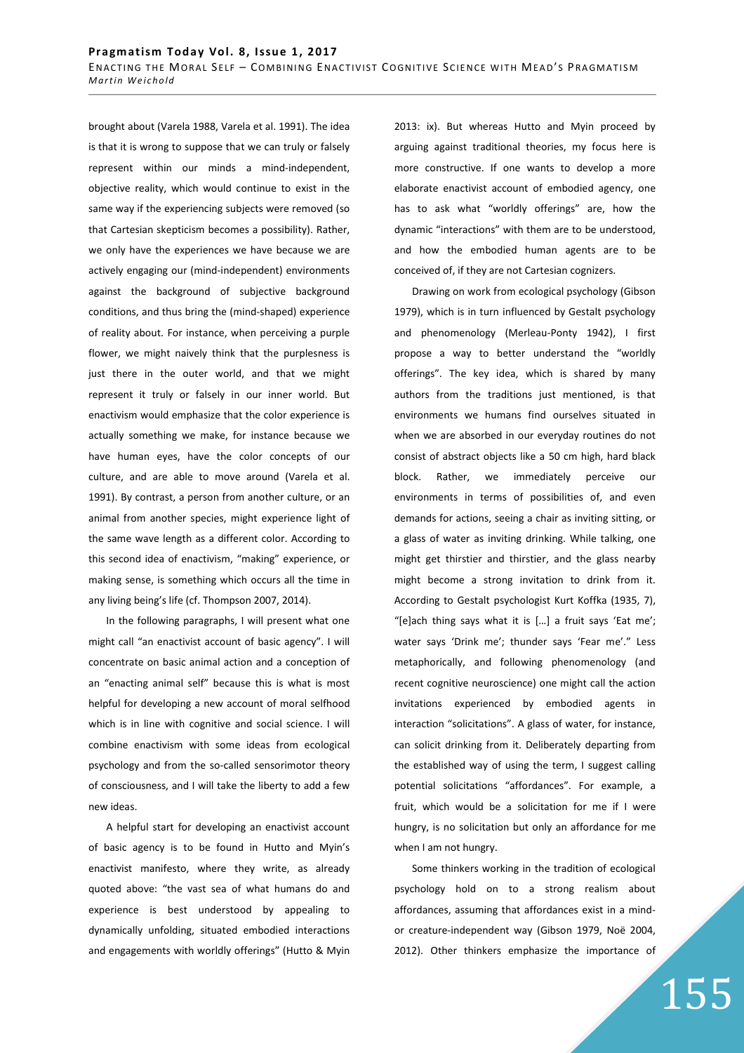brought about (Varela 1988, Varela et al. 1991). The idea is that it is wrong to suppose that we can truly or falsely represent within our minds a mind-independent, objective reality, which would continue to exist in the same way if the experiencing subjects were removed (so that Cartesian skepticism becomes a possibility). Rather, we only have the experiences we have because we are actively engaging our (mind-independent) environments against the background of subjective background conditions, and thus bring the (mind-shaped) experience of reality about. For instance, when perceiving a purple flower, we might naively think that the purplesness is just there in the outer world, and that we might represent it truly or falsely in our inner world. But enactivism would emphasize that the color experience is actually something we make, for instance because we have human eyes, have the color concepts of our culture, and are able to move around (Varela et al. 1991). By contrast, a person from another culture, or an animal from another species, might experience light of the same wave length as a different color. According to this second idea of enactivism, "making" experience, or making sense, is something which occurs all the time in any living being's life (cf. Thompson 2007, 2014).

In the following paragraphs, I will present what one might call "an enactivist account of basic agency". I will concentrate on basic animal action and a conception of an "enacting animal self" because this is what is most helpful for developing a new account of moral selfhood which is in line with cognitive and social science. I will combine enactivism with some ideas from ecological psychology and from the so-called sensorimotor theory of consciousness, and I will take the liberty to add a few new ideas.

A helpful start for developing an enactivist account of basic agency is to be found in Hutto and Myin's enactivist manifesto, where they write, as already quoted above: "the vast sea of what humans do and experience is best understood by appealing to dynamically unfolding, situated embodied interactions and engagements with worldly offerings" (Hutto & Myin 2013: ix). But whereas Hutto and Myin proceed by arguing against traditional theories, my focus here is more constructive. If one wants to develop a more elaborate enactivist account of embodied agency, one has to ask what "worldly offerings" are, how the dynamic "interactions" with them are to be understood, and how the embodied human agents are to be conceived of, if they are not Cartesian cognizers.

Drawing on work from ecological psychology (Gibson 1979), which is in turn influenced by Gestalt psychology and phenomenology (Merleau-Ponty 1942), I first propose a way to better understand the "worldly offerings". The key idea, which is shared by many authors from the traditions just mentioned, is that environments we humans find ourselves situated in when we are absorbed in our everyday routines do not consist of abstract objects like a 50 cm high, hard black block. Rather, we immediately perceive our environments in terms of possibilities of, and even demands for actions, seeing a chair as inviting sitting, or a glass of water as inviting drinking. While talking, one might get thirstier and thirstier, and the glass nearby might become a strong invitation to drink from it. According to Gestalt psychologist Kurt Koffka (1935, 7), "[e]ach thing says what it is […] a fruit says 'Eat me'; water says 'Drink me'; thunder says 'Fear me'." Less metaphorically, and following phenomenology (and recent cognitive neuroscience) one might call the action invitations experienced by embodied agents in interaction "solicitations". A glass of water, for instance, can solicit drinking from it. Deliberately departing from the established way of using the term, I suggest calling potential solicitations "affordances". For example, a fruit, which would be a solicitation for me if I were hungry, is no solicitation but only an affordance for me when I am not hungry.

Some thinkers working in the tradition of ecological psychology hold on to a strong realism about affordances, assuming that affordances exist in a mind- or creature-independent way (Gibson 1979, Noë 2004, 2012). Other thinkers emphasize the importance of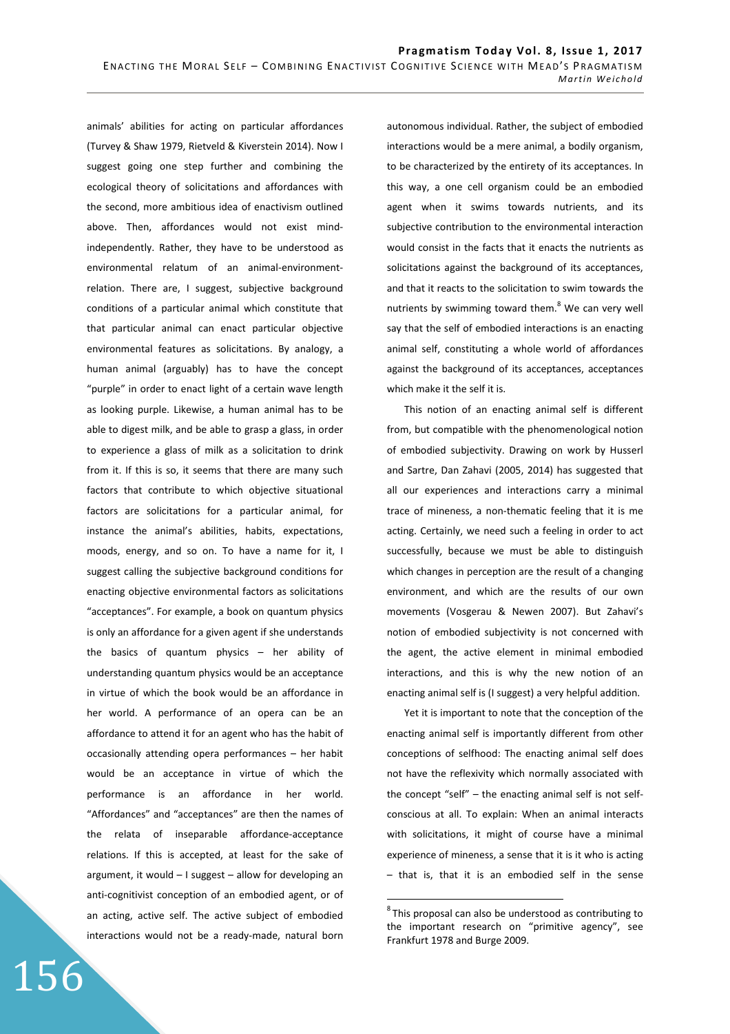animals' abilities for acting on particular affordances (Turvey & Shaw 1979, Rietveld & Kiverstein 2014). Now I suggest going one step further and combining the ecological theory of solicitations and affordances with the second, more ambitious idea of enactivism outlined above. Then, affordances would not exist mind-independently. Rather, they have to be understood as environmental relatum of an animal-environment-relation. There are, I suggest, subjective background conditions of a particular animal which constitute that that particular animal can enact particular objective environmental features as solicitations. By analogy, a human animal (arguably) has to have the concept "purple" in order to enact light of a certain wave length as looking purple. Likewise, a human animal has to be able to digest milk, and be able to grasp a glass, in order to experience a glass of milk as a solicitation to drink from it. If this is so, it seems that there are many such factors that contribute to which objective situational factors are solicitations for a particular animal, for instance the animal's abilities, habits, expectations, moods, energy, and so on. To have a name for it, I suggest calling the subjective background conditions for enacting objective environmental factors as solicitations "acceptances". For example, a book on quantum physics is only an affordance for a given agent if she understands the basics of quantum physics – her ability of understanding quantum physics would be an acceptance in virtue of which the book would be an affordance in her world. A performance of an opera can be an affordance to attend it for an agent who has the habit of occasionally attending opera performances – her habit would be an acceptance in virtue of which the performance is an affordance in her world. "Affordances" and "acceptances" are then the names of the relata of inseparable affordance-acceptance relations. If this is accepted, at least for the sake of argument, it would – I suggest – allow for developing an anti-cognitivist conception of an embodied agent, or of an acting, active self. The active subject of embodied interactions would not be a ready-made, natural born autonomous individual. Rather, the subject of embodied interactions would be a mere animal, a bodily organism, to be characterized by the entirety of its acceptances. In this way, a one cell organism could be an embodied agent when it swims towards nutrients, and its subjective contribution to the environmental interaction would consist in the facts that it enacts the nutrients as solicitations against the background of its acceptances, and that it reacts to the solicitation to swim towards the nutrients by swimming toward them.[8] We can very well say that the self of embodied interactions is an enacting animal self, constituting a whole world of affordances against the background of its acceptances, acceptances which make it the self it is.

This notion of an enacting animal self is different from, but compatible with the phenomenological notion of embodied subjectivity. Drawing on work by Husserl and Sartre, Dan Zahavi (2005, 2014) has suggested that all our experiences and interactions carry a minimal trace of mineness, a non-thematic feeling that it is me acting. Certainly, we need such a feeling in order to act successfully, because we must be able to distinguish which changes in perception are the result of a changing environment, and which are the results of our own movements (Vosgerau & Newen 2007). But Zahavi's notion of embodied subjectivity is not concerned with the agent, the active element in minimal embodied interactions, and this is why the new notion of an enacting animal self is (I suggest) a very helpful addition.

Yet it is important to note that the conception of the enacting animal self is importantly different from other conceptions of selfhood: The enacting animal self does not have the reflexivity which normally associated with the concept "self" – the enacting animal self is not self-conscious at all. To explain: When an animal interacts with solicitations, it might of course have a minimal experience of mineness, a sense that it is it who is acting – that is, that it is an embodied self in the sense

[8] This proposal can also be understood as contributing to the important research on "primitive agency", see Frankfurt 1978 and Burge 2009.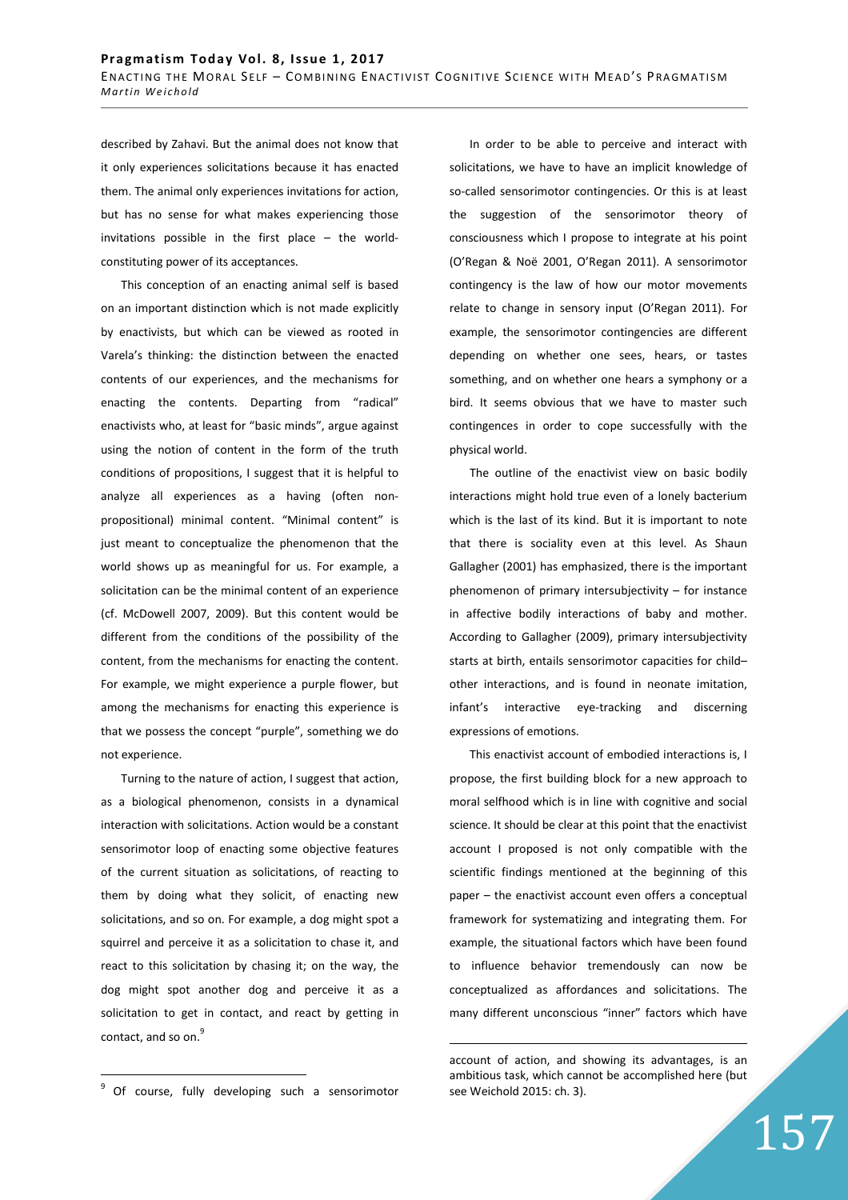described by Zahavi. But the animal does not know that it only experiences solicitations because it has enacted them. The animal only experiences invitations for action, but has no sense for what makes experiencing those invitations possible in the first place – the world-constituting power of its acceptances.

This conception of an enacting animal self is based on an important distinction which is not made explicitly by enactivists, but which can be viewed as rooted in Varela's thinking: the distinction between the enacted contents of our experiences, and the mechanisms for enacting the contents. Departing from "radical" enactivists who, at least for "basic minds", argue against using the notion of content in the form of the truth conditions of propositions, I suggest that it is helpful to analyze all experiences as a having (often non-propositional) minimal content. "Minimal content" is just meant to conceptualize the phenomenon that the world shows up as meaningful for us. For example, a solicitation can be the minimal content of an experience (cf. McDowell 2007, 2009). But this content would be different from the conditions of the possibility of the content, from the mechanisms for enacting the content. For example, we might experience a purple flower, but among the mechanisms for enacting this experience is that we possess the concept "purple", something we do not experience.

Turning to the nature of action, I suggest that action, as a biological phenomenon, consists in a dynamical interaction with solicitations. Action would be a constant sensorimotor loop of enacting some objective features of the current situation as solicitations, of reacting to them by doing what they solicit, of enacting new solicitations, and so on. For example, a dog might spot a squirrel and perceive it as a solicitation to chase it, and react to this solicitation by chasing it; on the way, the dog might spot another dog and perceive it as a solicitation to get in contact, and react by getting in contact, and so on.[9]

In order to be able to perceive and interact with solicitations, we have to have an implicit knowledge of so-called sensorimotor contingencies. Or this is at least the suggestion of the sensorimotor theory of consciousness which I propose to integrate at his point (O'Regan & Noë 2001, O'Regan 2011). A sensorimotor contingency is the law of how our motor movements relate to change in sensory input (O'Regan 2011). For example, the sensorimotor contingencies are different depending on whether one sees, hears, or tastes something, and on whether one hears a symphony or a bird. It seems obvious that we have to master such contingences in order to cope successfully with the physical world.

The outline of the enactivist view on basic bodily interactions might hold true even of a lonely bacterium which is the last of its kind. But it is important to note that there is sociality even at this level. As Shaun Gallagher (2001) has emphasized, there is the important phenomenon of primary intersubjectivity – for instance in affective bodily interactions of baby and mother. According to Gallagher (2009), primary intersubjectivity starts at birth, entails sensorimotor capacities for child–other interactions, and is found in neonate imitation, infant's interactive eye-tracking and discerning expressions of emotions.

This enactivist account of embodied interactions is, I propose, the first building block for a new approach to moral selfhood which is in line with cognitive and social science. It should be clear at this point that the enactivist account I proposed is not only compatible with the scientific findings mentioned at the beginning of this paper – the enactivist account even offers a conceptual framework for systematizing and integrating them. For example, the situational factors which have been found to influence behavior tremendously can now be conceptualized as affordances and solicitations. The many different unconscious "inner" factors which have

---

[9] Of course, fully developing such a sensorimotor account of action, and showing its advantages, is an ambitious task, which cannot be accomplished here (but see Weichold 2015: ch. 3).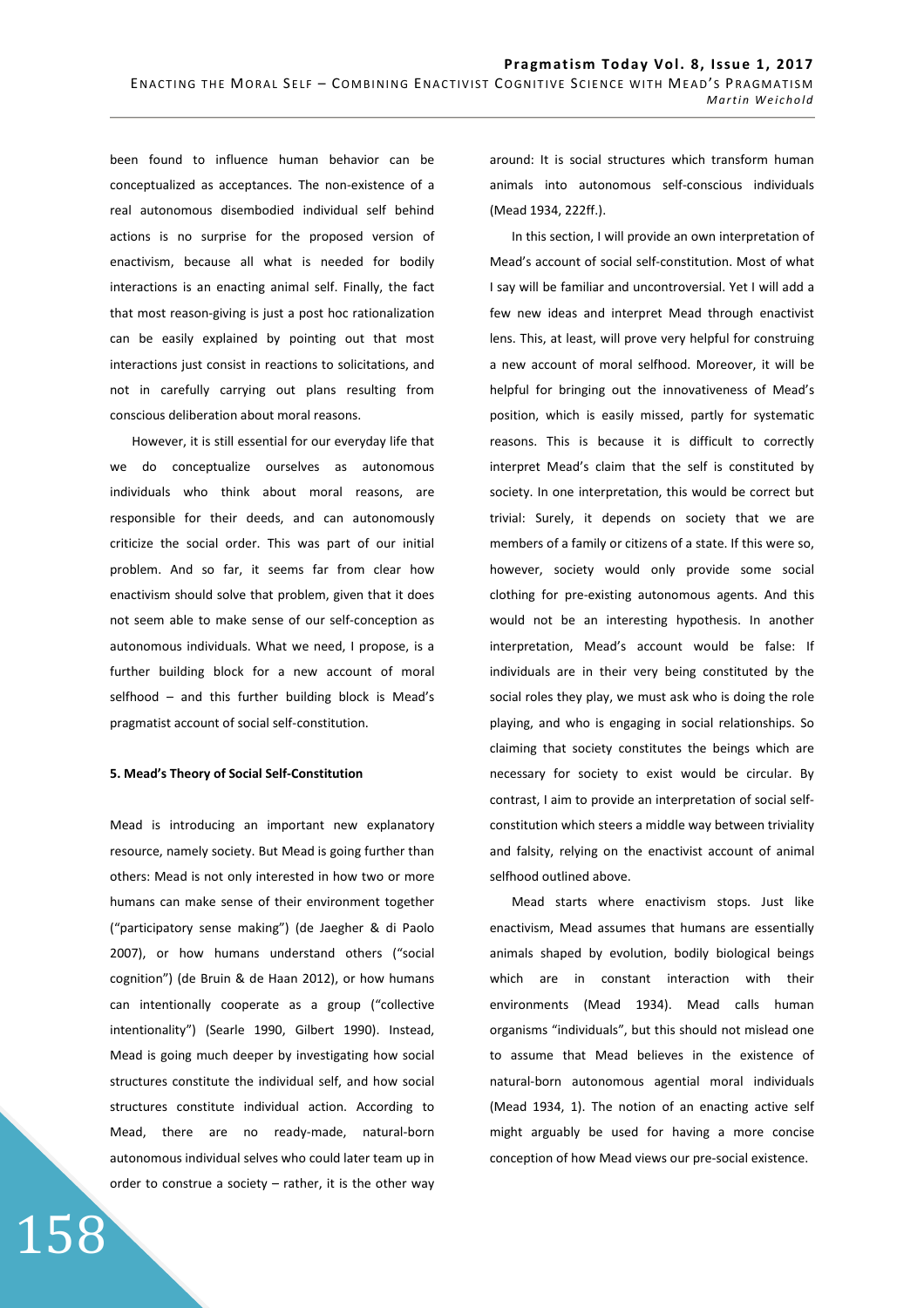been found to influence human behavior can be conceptualized as acceptances. The non-existence of a real autonomous disembodied individual self behind actions is no surprise for the proposed version of enactivism, because all what is needed for bodily interactions is an enacting animal self. Finally, the fact that most reason-giving is just a post hoc rationalization can be easily explained by pointing out that most interactions just consist in reactions to solicitations, and not in carefully carrying out plans resulting from conscious deliberation about moral reasons.

However, it is still essential for our everyday life that we do conceptualize ourselves as autonomous individuals who think about moral reasons, are responsible for their deeds, and can autonomously criticize the social order. This was part of our initial problem. And so far, it seems far from clear how enactivism should solve that problem, given that it does not seem able to make sense of our self-conception as autonomous individuals. What we need, I propose, is a further building block for a new account of moral selfhood – and this further building block is Mead's pragmatist account of social self-constitution.

**5. Mead's Theory of Social Self-Constitution**

Mead is introducing an important new explanatory resource, namely society. But Mead is going further than others: Mead is not only interested in how two or more humans can make sense of their environment together ("participatory sense making") (de Jaegher & di Paolo 2007), or how humans understand others ("social cognition") (de Bruin & de Haan 2012), or how humans can intentionally cooperate as a group ("collective intentionality") (Searle 1990, Gilbert 1990). Instead, Mead is going much deeper by investigating how social structures constitute the individual self, and how social structures constitute individual action. According to Mead, there are no ready-made, natural-born autonomous individual selves who could later team up in order to construe a society – rather, it is the other way around: It is social structures which transform human animals into autonomous self-conscious individuals (Mead 1934, 222ff.).

In this section, I will provide an own interpretation of Mead's account of social self-constitution. Most of what I say will be familiar and uncontroversial. Yet I will add a few new ideas and interpret Mead through enactivist lens. This, at least, will prove very helpful for construing a new account of moral selfhood. Moreover, it will be helpful for bringing out the innovativeness of Mead's position, which is easily missed, partly for systematic reasons. This is because it is difficult to correctly interpret Mead's claim that the self is constituted by society. In one interpretation, this would be correct but trivial: Surely, it depends on society that we are members of a family or citizens of a state. If this were so, however, society would only provide some social clothing for pre-existing autonomous agents. And this would not be an interesting hypothesis. In another interpretation, Mead's account would be false: If individuals are in their very being constituted by the social roles they play, we must ask who is doing the role playing, and who is engaging in social relationships. So claiming that society constitutes the beings which are necessary for society to exist would be circular. By contrast, I aim to provide an interpretation of social self-constitution which steers a middle way between triviality and falsity, relying on the enactivist account of animal selfhood outlined above.

Mead starts where enactivism stops. Just like enactivism, Mead assumes that humans are essentially animals shaped by evolution, bodily biological beings which are in constant interaction with their environments (Mead 1934). Mead calls human organisms "individuals", but this should not mislead one to assume that Mead believes in the existence of natural-born autonomous agential moral individuals (Mead 1934, 1). The notion of an enacting active self might arguably be used for having a more concise conception of how Mead views our pre-social existence.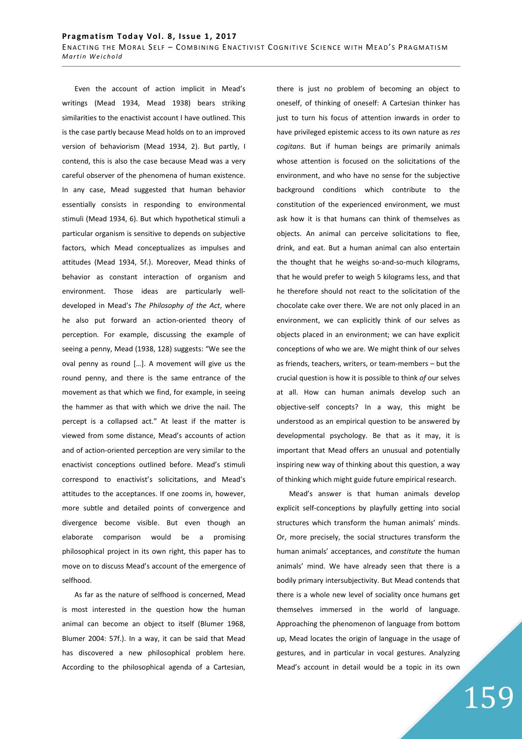Even the account of action implicit in Mead's writings (Mead 1934, Mead 1938) bears striking similarities to the enactivist account I have outlined. This is the case partly because Mead holds on to an improved version of behaviorism (Mead 1934, 2). But partly, I contend, this is also the case because Mead was a very careful observer of the phenomena of human existence. In any case, Mead suggested that human behavior essentially consists in responding to environmental stimuli (Mead 1934, 6). But which hypothetical stimuli a particular organism is sensitive to depends on subjective factors, which Mead conceptualizes as impulses and attitudes (Mead 1934, 5f.). Moreover, Mead thinks of behavior as constant interaction of organism and environment. Those ideas are particularly well-developed in Mead's *The Philosophy of the Act*, where he also put forward an action-oriented theory of perception. For example, discussing the example of seeing a penny, Mead (1938, 128) suggests: "We see the oval penny as round […]. A movement will give us the round penny, and there is the same entrance of the movement as that which we find, for example, in seeing the hammer as that with which we drive the nail. The percept is a collapsed act." At least if the matter is viewed from some distance, Mead's accounts of action and of action-oriented perception are very similar to the enactivist conceptions outlined before. Mead's stimuli correspond to enactivist's solicitations, and Mead's attitudes to the acceptances. If one zooms in, however, more subtle and detailed points of convergence and divergence become visible. But even though an elaborate comparison would be a promising philosophical project in its own right, this paper has to move on to discuss Mead's account of the emergence of selfhood.

As far as the nature of selfhood is concerned, Mead is most interested in the question how the human animal can become an object to itself (Blumer 1968, Blumer 2004: 57f.). In a way, it can be said that Mead has discovered a new philosophical problem here. According to the philosophical agenda of a Cartesian, there is just no problem of becoming an object to oneself, of thinking of oneself: A Cartesian thinker has just to turn his focus of attention inwards in order to have privileged epistemic access to its own nature as *res cogitans*. But if human beings are primarily animals whose attention is focused on the solicitations of the environment, and who have no sense for the subjective background conditions which contribute to the constitution of the experienced environment, we must ask how it is that humans can think of themselves as objects. An animal can perceive solicitations to flee, drink, and eat. But a human animal can also entertain the thought that he weighs so-and-so-much kilograms, that he would prefer to weigh 5 kilograms less, and that he therefore should not react to the solicitation of the chocolate cake over there. We are not only placed in an environment, we can explicitly think of our selves as objects placed in an environment; we can have explicit conceptions of who we are. We might think of our selves as friends, teachers, writers, or team-members – but the crucial question is how it is possible to think *of* our selves at all. How can human animals develop such an objective-self concepts? In a way, this might be understood as an empirical question to be answered by developmental psychology. Be that as it may, it is important that Mead offers an unusual and potentially inspiring new way of thinking about this question, a way of thinking which might guide future empirical research.

Mead's answer is that human animals develop explicit self-conceptions by playfully getting into social structures which transform the human animals' minds. Or, more precisely, the social structures transform the human animals' acceptances, and *constitute* the human animals' mind. We have already seen that there is a bodily primary intersubjectivity. But Mead contends that there is a whole new level of sociality once humans get themselves immersed in the world of language. Approaching the phenomenon of language from bottom up, Mead locates the origin of language in the usage of gestures, and in particular in vocal gestures. Analyzing Mead's account in detail would be a topic in its own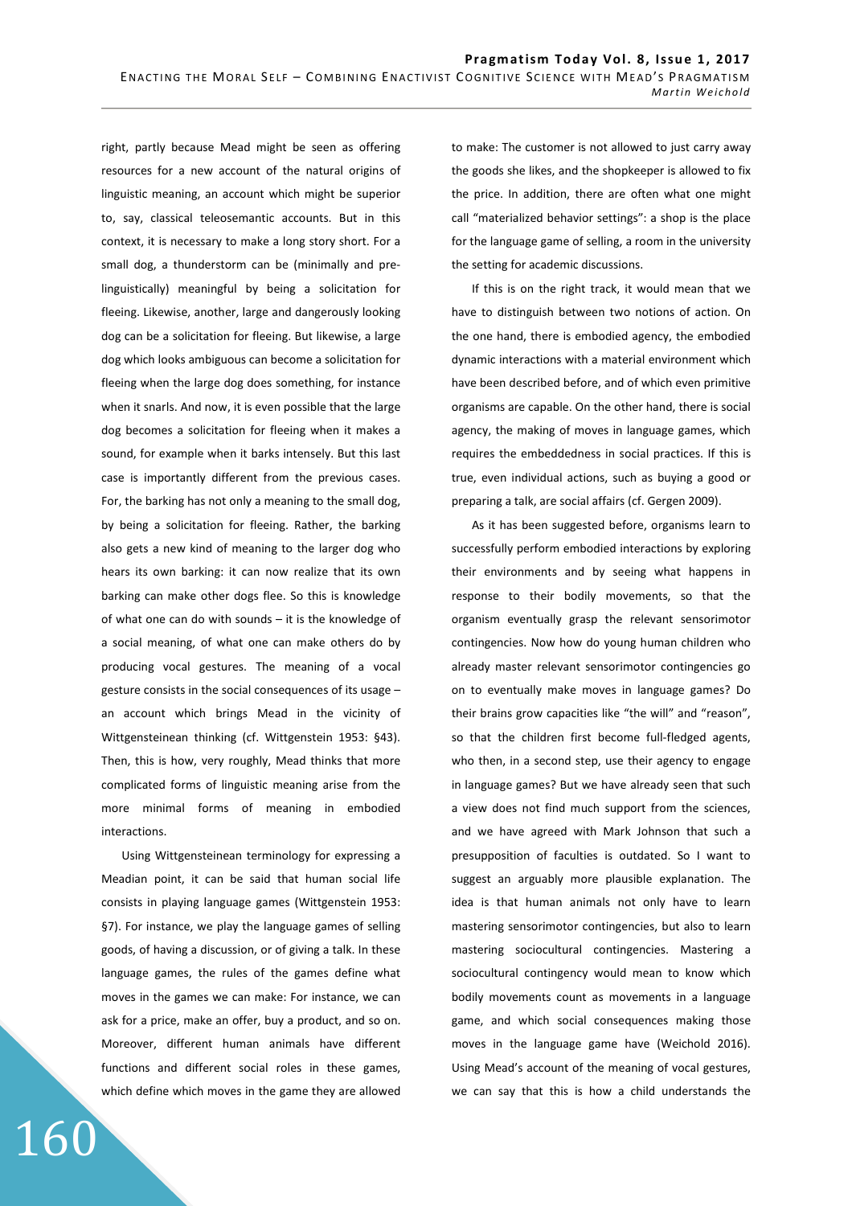right, partly because Mead might be seen as offering resources for a new account of the natural origins of linguistic meaning, an account which might be superior to, say, classical teleosemantic accounts. But in this context, it is necessary to make a long story short. For a small dog, a thunderstorm can be (minimally and pre-linguistically) meaningful by being a solicitation for fleeing. Likewise, another, large and dangerously looking dog can be a solicitation for fleeing. But likewise, a large dog which looks ambiguous can become a solicitation for fleeing when the large dog does something, for instance when it snarls. And now, it is even possible that the large dog becomes a solicitation for fleeing when it makes a sound, for example when it barks intensely. But this last case is importantly different from the previous cases. For, the barking has not only a meaning to the small dog, by being a solicitation for fleeing. Rather, the barking also gets a new kind of meaning to the larger dog who hears its own barking: it can now realize that its own barking can make other dogs flee. So this is knowledge of what one can do with sounds – it is the knowledge of a social meaning, of what one can make others do by producing vocal gestures. The meaning of a vocal gesture consists in the social consequences of its usage – an account which brings Mead in the vicinity of Wittgensteinean thinking (cf. Wittgenstein 1953: §43). Then, this is how, very roughly, Mead thinks that more complicated forms of linguistic meaning arise from the more minimal forms of meaning in embodied interactions.

Using Wittgensteinean terminology for expressing a Meadian point, it can be said that human social life consists in playing language games (Wittgenstein 1953: §7). For instance, we play the language games of selling goods, of having a discussion, or of giving a talk. In these language games, the rules of the games define what moves in the games we can make: For instance, we can ask for a price, make an offer, buy a product, and so on. Moreover, different human animals have different functions and different social roles in these games, which define which moves in the game they are allowed to make: The customer is not allowed to just carry away the goods she likes, and the shopkeeper is allowed to fix the price. In addition, there are often what one might call "materialized behavior settings": a shop is the place for the language game of selling, a room in the university the setting for academic discussions.

If this is on the right track, it would mean that we have to distinguish between two notions of action. On the one hand, there is embodied agency, the embodied dynamic interactions with a material environment which have been described before, and of which even primitive organisms are capable. On the other hand, there is social agency, the making of moves in language games, which requires the embeddedness in social practices. If this is true, even individual actions, such as buying a good or preparing a talk, are social affairs (cf. Gergen 2009).

As it has been suggested before, organisms learn to successfully perform embodied interactions by exploring their environments and by seeing what happens in response to their bodily movements, so that the organism eventually grasp the relevant sensorimotor contingencies. Now how do young human children who already master relevant sensorimotor contingencies go on to eventually make moves in language games? Do their brains grow capacities like "the will" and "reason", so that the children first become full-fledged agents, who then, in a second step, use their agency to engage in language games? But we have already seen that such a view does not find much support from the sciences, and we have agreed with Mark Johnson that such a presupposition of faculties is outdated. So I want to suggest an arguably more plausible explanation. The idea is that human animals not only have to learn mastering sensorimotor contingencies, but also to learn mastering sociocultural contingencies. Mastering a sociocultural contingency would mean to know which bodily movements count as movements in a language game, and which social consequences making those moves in the language game have (Weichold 2016). Using Mead's account of the meaning of vocal gestures, we can say that this is how a child understands the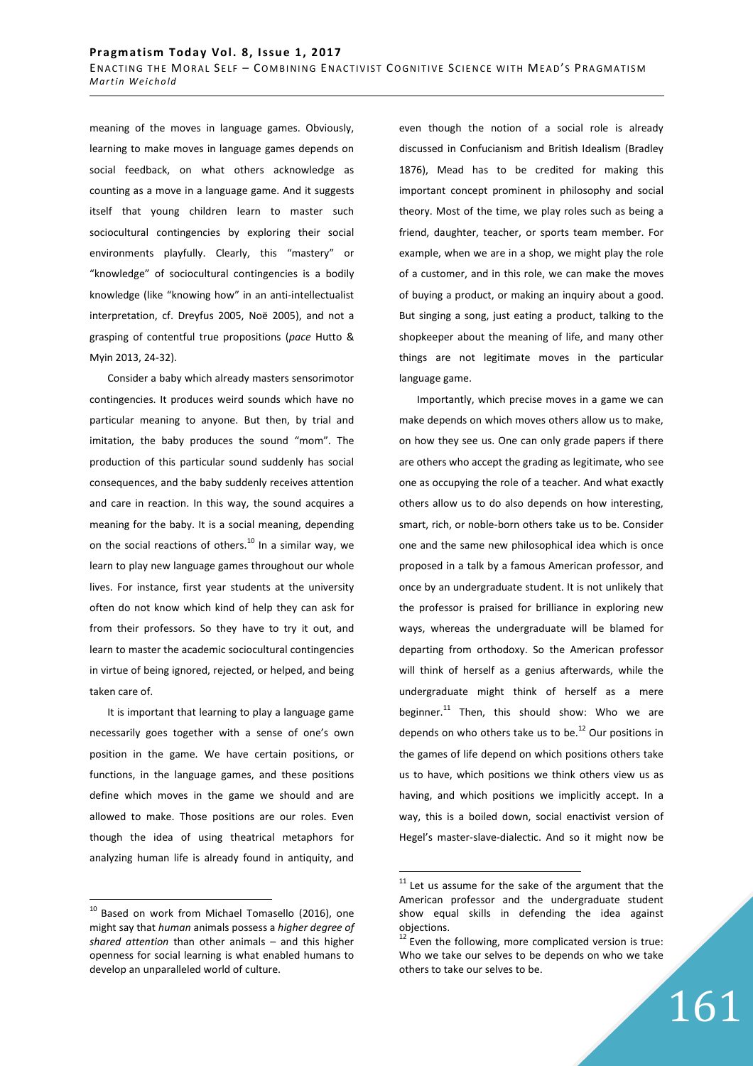meaning of the moves in language games. Obviously, learning to make moves in language games depends on social feedback, on what others acknowledge as counting as a move in a language game. And it suggests itself that young children learn to master such sociocultural contingencies by exploring their social environments playfully. Clearly, this "mastery" or "knowledge" of sociocultural contingencies is a bodily knowledge (like "knowing how" in an anti-intellectualist interpretation, cf. Dreyfus 2005, Noë 2005), and not a grasping of contentful true propositions (*pace* Hutto & Myin 2013, 24-32).

Consider a baby which already masters sensorimotor contingencies. It produces weird sounds which have no particular meaning to anyone. But then, by trial and imitation, the baby produces the sound "mom". The production of this particular sound suddenly has social consequences, and the baby suddenly receives attention and care in reaction. In this way, the sound acquires a meaning for the baby. It is a social meaning, depending on the social reactions of others.[10] In a similar way, we learn to play new language games throughout our whole lives. For instance, first year students at the university often do not know which kind of help they can ask for from their professors. So they have to try it out, and learn to master the academic sociocultural contingencies in virtue of being ignored, rejected, or helped, and being taken care of.

It is important that learning to play a language game necessarily goes together with a sense of one's own position in the game. We have certain positions, or functions, in the language games, and these positions define which moves in the game we should and are allowed to make. Those positions are our roles. Even though the idea of using theatrical metaphors for analyzing human life is already found in antiquity, and even though the notion of a social role is already discussed in Confucianism and British Idealism (Bradley 1876), Mead has to be credited for making this important concept prominent in philosophy and social theory. Most of the time, we play roles such as being a friend, daughter, teacher, or sports team member. For example, when we are in a shop, we might play the role of a customer, and in this role, we can make the moves of buying a product, or making an inquiry about a good. But singing a song, just eating a product, talking to the shopkeeper about the meaning of life, and many other things are not legitimate moves in the particular language game.

Importantly, which precise moves in a game we can make depends on which moves others allow us to make, on how they see us. One can only grade papers if there are others who accept the grading as legitimate, who see one as occupying the role of a teacher. And what exactly others allow us to do also depends on how interesting, smart, rich, or noble-born others take us to be. Consider one and the same new philosophical idea which is once proposed in a talk by a famous American professor, and once by an undergraduate student. It is not unlikely that the professor is praised for brilliance in exploring new ways, whereas the undergraduate will be blamed for departing from orthodoxy. So the American professor will think of herself as a genius afterwards, while the undergraduate might think of herself as a mere beginner.[11] Then, this should show: Who we are depends on who others take us to be.[12] Our positions in the games of life depend on which positions others take us to have, which positions we think others view us as having, and which positions we implicitly accept. In a way, this is a boiled down, social enactivist version of Hegel's master-slave-dialectic. And so it might now be

---

[10] Based on work from Michael Tomasello (2016), one might say that *human* animals possess a *higher degree of shared attention* than other animals – and this higher openness for social learning is what enabled humans to develop an unparalleled world of culture.

[11] Let us assume for the sake of the argument that the American professor and the undergraduate student show equal skills in defending the idea against objections.

[12] Even the following, more complicated version is true: Who we take our selves to be depends on who we take others to take our selves to be.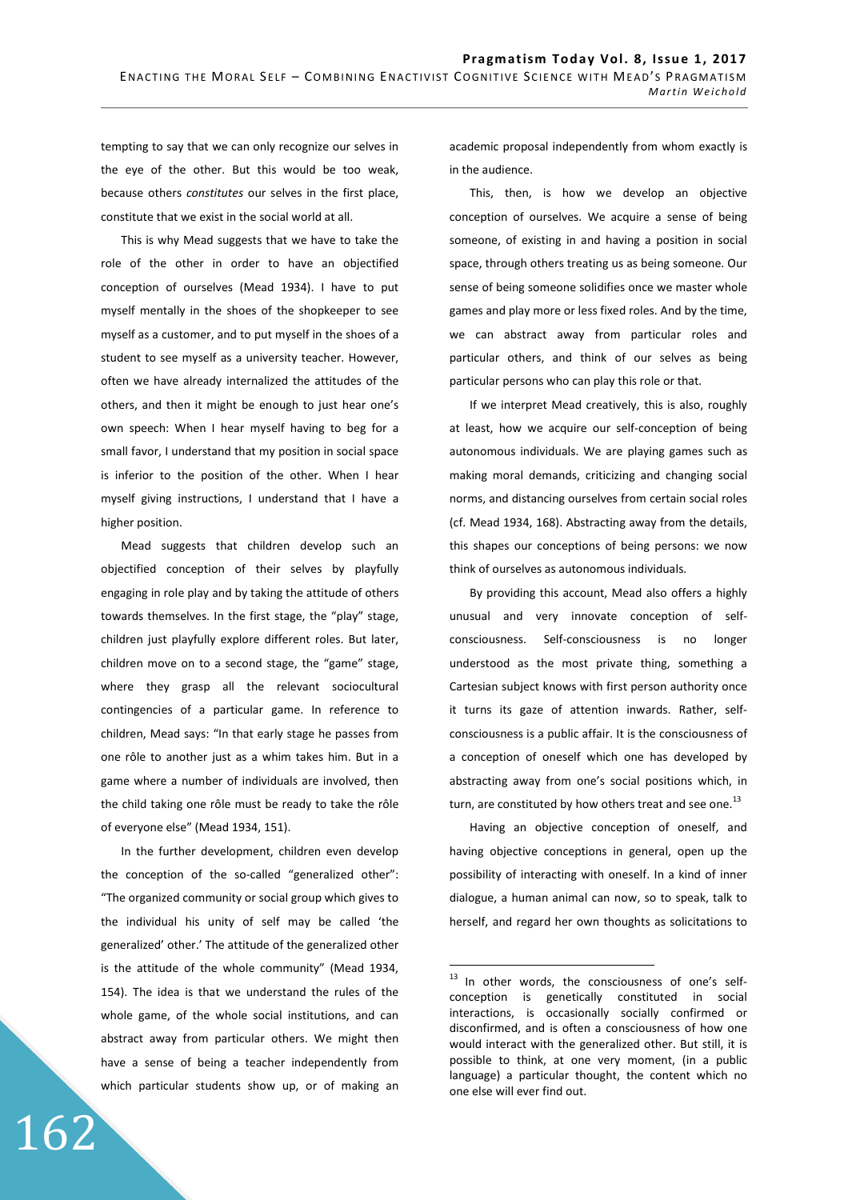tempting to say that we can only recognize our selves in the eye of the other. But this would be too weak, because others *constitutes* our selves in the first place, constitute that we exist in the social world at all.

This is why Mead suggests that we have to take the role of the other in order to have an objectified conception of ourselves (Mead 1934). I have to put myself mentally in the shoes of the shopkeeper to see myself as a customer, and to put myself in the shoes of a student to see myself as a university teacher. However, often we have already internalized the attitudes of the others, and then it might be enough to just hear one's own speech: When I hear myself having to beg for a small favor, I understand that my position in social space is inferior to the position of the other. When I hear myself giving instructions, I understand that I have a higher position.

Mead suggests that children develop such an objectified conception of their selves by playfully engaging in role play and by taking the attitude of others towards themselves. In the first stage, the "play" stage, children just playfully explore different roles. But later, children move on to a second stage, the "game" stage, where they grasp all the relevant sociocultural contingencies of a particular game. In reference to children, Mead says: "In that early stage he passes from one rôle to another just as a whim takes him. But in a game where a number of individuals are involved, then the child taking one rôle must be ready to take the rôle of everyone else" (Mead 1934, 151).

In the further development, children even develop the conception of the so-called "generalized other": "The organized community or social group which gives to the individual his unity of self may be called 'the generalized' other.' The attitude of the generalized other is the attitude of the whole community" (Mead 1934, 154). The idea is that we understand the rules of the whole game, of the whole social institutions, and can abstract away from particular others. We might then have a sense of being a teacher independently from which particular students show up, or of making an academic proposal independently from whom exactly is in the audience.

This, then, is how we develop an objective conception of ourselves. We acquire a sense of being someone, of existing in and having a position in social space, through others treating us as being someone. Our sense of being someone solidifies once we master whole games and play more or less fixed roles. And by the time, we can abstract away from particular roles and particular others, and think of our selves as being particular persons who can play this role or that.

If we interpret Mead creatively, this is also, roughly at least, how we acquire our self-conception of being autonomous individuals. We are playing games such as making moral demands, criticizing and changing social norms, and distancing ourselves from certain social roles (cf. Mead 1934, 168). Abstracting away from the details, this shapes our conceptions of being persons: we now think of ourselves as autonomous individuals.

By providing this account, Mead also offers a highly unusual and very innovate conception of self-consciousness. Self-consciousness is no longer understood as the most private thing, something a Cartesian subject knows with first person authority once it turns its gaze of attention inwards. Rather, self-consciousness is a public affair. It is the consciousness of a conception of oneself which one has developed by abstracting away from one's social positions which, in turn, are constituted by how others treat and see one.[13]

Having an objective conception of oneself, and having objective conceptions in general, open up the possibility of interacting with oneself. In a kind of inner dialogue, a human animal can now, so to speak, talk to herself, and regard her own thoughts as solicitations to

[13] In other words, the consciousness of one's self-conception is genetically constituted in social interactions, is occasionally socially confirmed or disconfirmed, and is often a consciousness of how one would interact with the generalized other. But still, it is possible to think, at one very moment, (in a public language) a particular thought, the content which no one else will ever find out.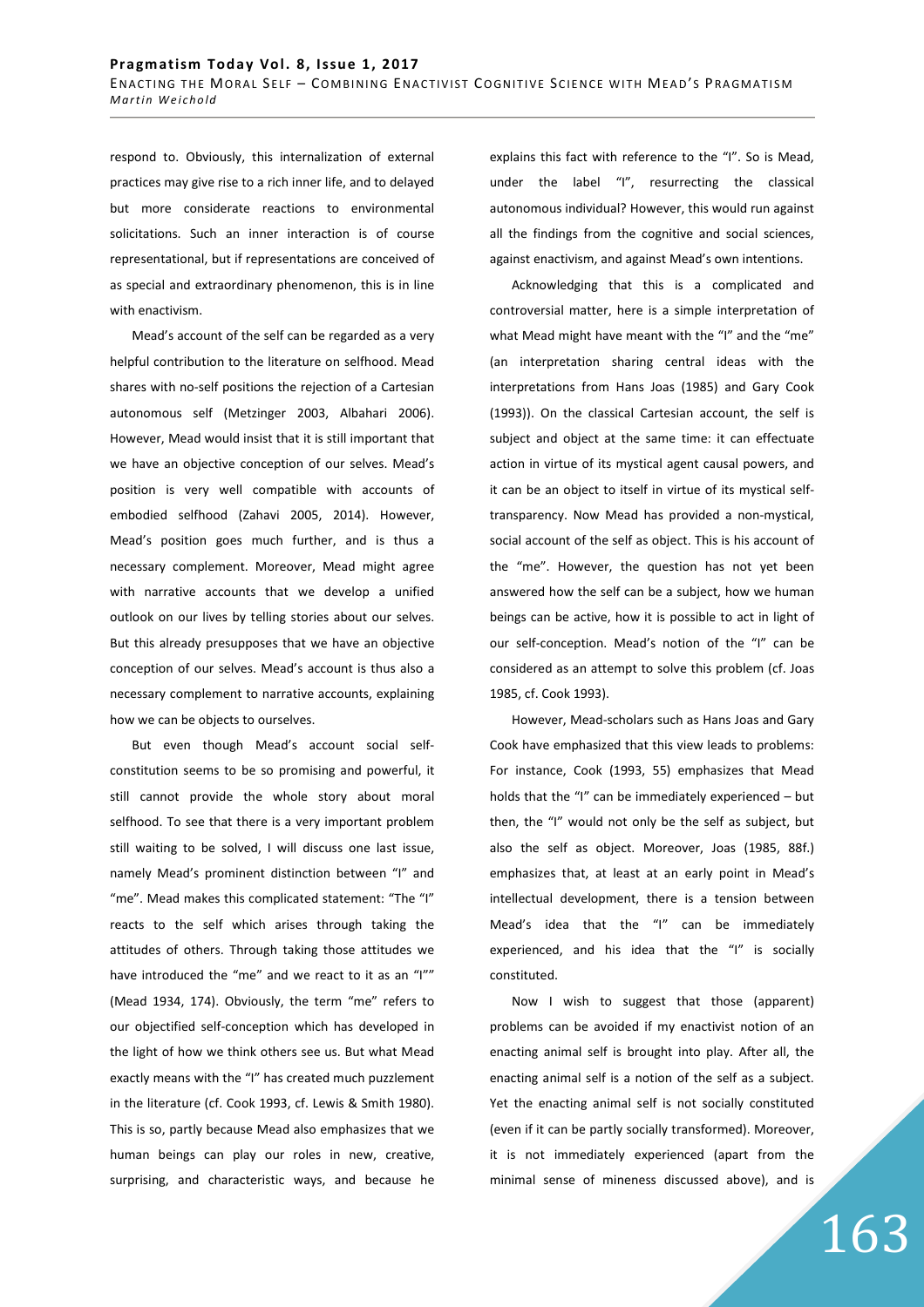respond to. Obviously, this internalization of external practices may give rise to a rich inner life, and to delayed but more considerate reactions to environmental solicitations. Such an inner interaction is of course representational, but if representations are conceived of as special and extraordinary phenomenon, this is in line with enactivism.

Mead's account of the self can be regarded as a very helpful contribution to the literature on selfhood. Mead shares with no-self positions the rejection of a Cartesian autonomous self (Metzinger 2003, Albahari 2006). However, Mead would insist that it is still important that we have an objective conception of our selves. Mead's position is very well compatible with accounts of embodied selfhood (Zahavi 2005, 2014). However, Mead's position goes much further, and is thus a necessary complement. Moreover, Mead might agree with narrative accounts that we develop a unified outlook on our lives by telling stories about our selves. But this already presupposes that we have an objective conception of our selves. Mead's account is thus also a necessary complement to narrative accounts, explaining how we can be objects to ourselves.

But even though Mead's account social self-constitution seems to be so promising and powerful, it still cannot provide the whole story about moral selfhood. To see that there is a very important problem still waiting to be solved, I will discuss one last issue, namely Mead's prominent distinction between "I" and "me". Mead makes this complicated statement: "The "I" reacts to the self which arises through taking the attitudes of others. Through taking those attitudes we have introduced the "me" and we react to it as an "I"" (Mead 1934, 174). Obviously, the term "me" refers to our objectified self-conception which has developed in the light of how we think others see us. But what Mead exactly means with the "I" has created much puzzlement in the literature (cf. Cook 1993, cf. Lewis & Smith 1980). This is so, partly because Mead also emphasizes that we human beings can play our roles in new, creative, surprising, and characteristic ways, and because he explains this fact with reference to the "I". So is Mead, under the label "I", resurrecting the classical autonomous individual? However, this would run against all the findings from the cognitive and social sciences, against enactivism, and against Mead's own intentions.

Acknowledging that this is a complicated and controversial matter, here is a simple interpretation of what Mead might have meant with the "I" and the "me" (an interpretation sharing central ideas with the interpretations from Hans Joas (1985) and Gary Cook (1993)). On the classical Cartesian account, the self is subject and object at the same time: it can effectuate action in virtue of its mystical agent causal powers, and it can be an object to itself in virtue of its mystical self-transparency. Now Mead has provided a non-mystical, social account of the self as object. This is his account of the "me". However, the question has not yet been answered how the self can be a subject, how we human beings can be active, how it is possible to act in light of our self-conception. Mead's notion of the "I" can be considered as an attempt to solve this problem (cf. Joas 1985, cf. Cook 1993).

However, Mead-scholars such as Hans Joas and Gary Cook have emphasized that this view leads to problems: For instance, Cook (1993, 55) emphasizes that Mead holds that the "I" can be immediately experienced – but then, the "I" would not only be the self as subject, but also the self as object. Moreover, Joas (1985, 88f.) emphasizes that, at least at an early point in Mead's intellectual development, there is a tension between Mead's idea that the "I" can be immediately experienced, and his idea that the "I" is socially constituted.

Now I wish to suggest that those (apparent) problems can be avoided if my enactivist notion of an enacting animal self is brought into play. After all, the enacting animal self is a notion of the self as a subject. Yet the enacting animal self is not socially constituted (even if it can be partly socially transformed). Moreover, it is not immediately experienced (apart from the minimal sense of mineness discussed above), and is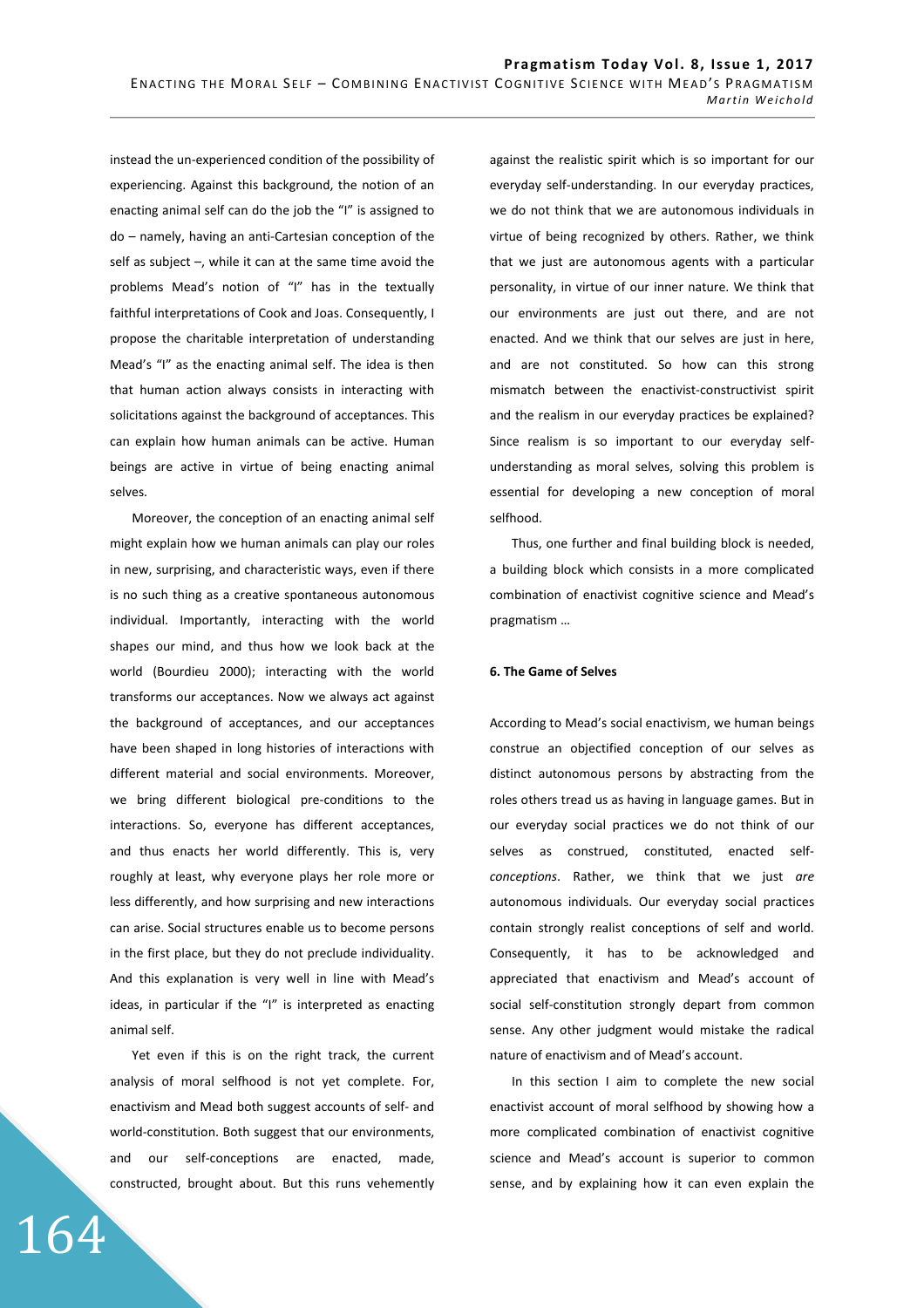instead the un-experienced condition of the possibility of experiencing. Against this background, the notion of an enacting animal self can do the job the "I" is assigned to do – namely, having an anti-Cartesian conception of the self as subject –, while it can at the same time avoid the problems Mead's notion of "I" has in the textually faithful interpretations of Cook and Joas. Consequently, I propose the charitable interpretation of understanding Mead's "I" as the enacting animal self. The idea is then that human action always consists in interacting with solicitations against the background of acceptances. This can explain how human animals can be active. Human beings are active in virtue of being enacting animal selves.

Moreover, the conception of an enacting animal self might explain how we human animals can play our roles in new, surprising, and characteristic ways, even if there is no such thing as a creative spontaneous autonomous individual. Importantly, interacting with the world shapes our mind, and thus how we look back at the world (Bourdieu 2000); interacting with the world transforms our acceptances. Now we always act against the background of acceptances, and our acceptances have been shaped in long histories of interactions with different material and social environments. Moreover, we bring different biological pre-conditions to the interactions. So, everyone has different acceptances, and thus enacts her world differently. This is, very roughly at least, why everyone plays her role more or less differently, and how surprising and new interactions can arise. Social structures enable us to become persons in the first place, but they do not preclude individuality. And this explanation is very well in line with Mead's ideas, in particular if the "I" is interpreted as enacting animal self.

Yet even if this is on the right track, the current analysis of moral selfhood is not yet complete. For, enactivism and Mead both suggest accounts of self- and world-constitution. Both suggest that our environments, and our self-conceptions are enacted, made, constructed, brought about. But this runs vehemently against the realistic spirit which is so important for our everyday self-understanding. In our everyday practices, we do not think that we are autonomous individuals in virtue of being recognized by others. Rather, we think that we just are autonomous agents with a particular personality, in virtue of our inner nature. We think that our environments are just out there, and are not enacted. And we think that our selves are just in here, and are not constituted. So how can this strong mismatch between the enactivist-constructivist spirit and the realism in our everyday practices be explained? Since realism is so important to our everyday self-understanding as moral selves, solving this problem is essential for developing a new conception of moral selfhood.

Thus, one further and final building block is needed, a building block which consists in a more complicated combination of enactivist cognitive science and Mead's pragmatism …

## 6. The Game of Selves

According to Mead's social enactivism, we human beings construe an objectified conception of our selves as distinct autonomous persons by abstracting from the roles others tread us as having in language games. But in our everyday social practices we do not think of our selves as construed, constituted, enacted self-*conceptions*. Rather, we think that we just *are* autonomous individuals. Our everyday social practices contain strongly realist conceptions of self and world. Consequently, it has to be acknowledged and appreciated that enactivism and Mead's account of social self-constitution strongly depart from common sense. Any other judgment would mistake the radical nature of enactivism and of Mead's account.

In this section I aim to complete the new social enactivist account of moral selfhood by showing how a more complicated combination of enactivist cognitive science and Mead's account is superior to common sense, and by explaining how it can even explain the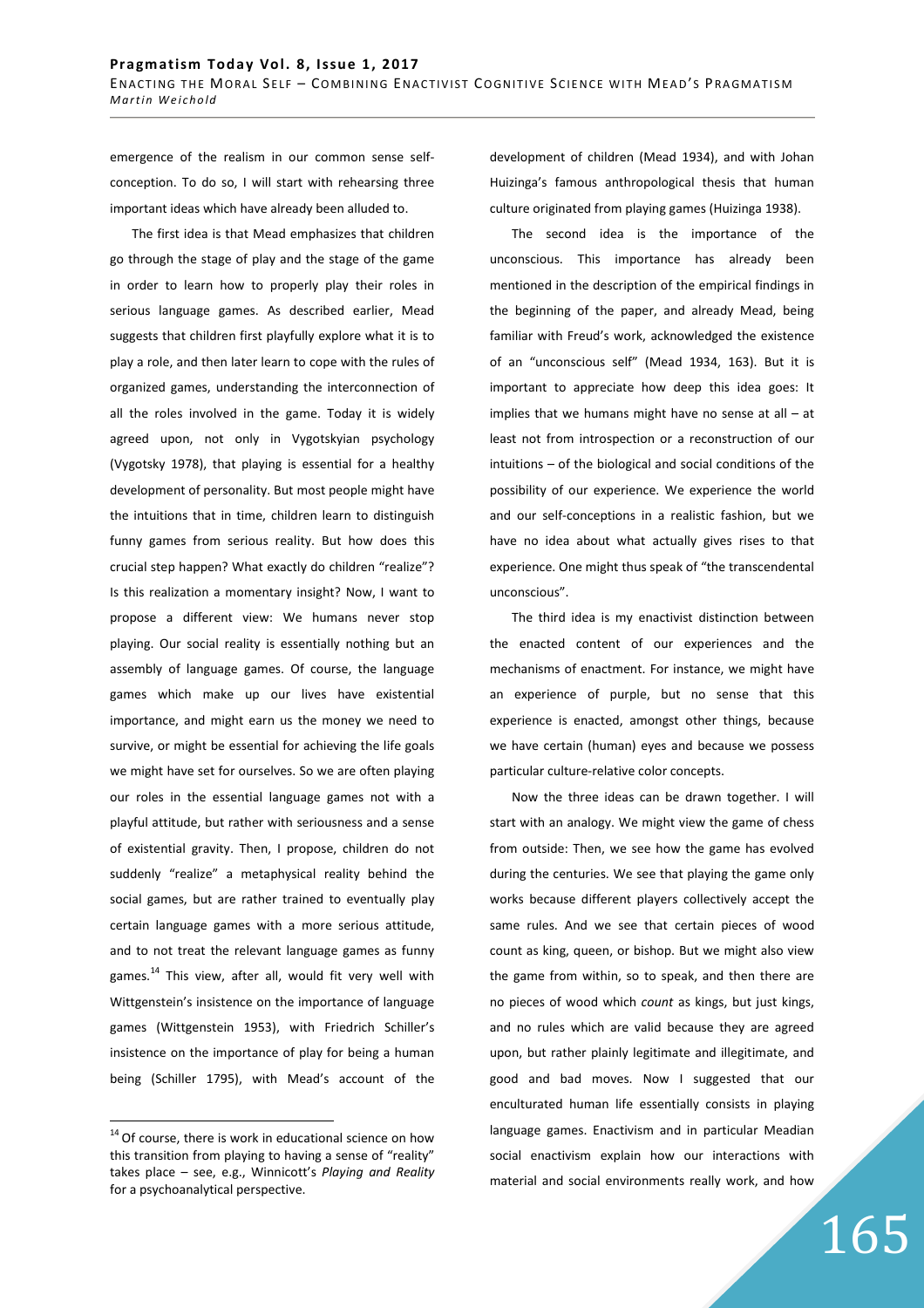emergence of the realism in our common sense self-conception. To do so, I will start with rehearsing three important ideas which have already been alluded to.

The first idea is that Mead emphasizes that children go through the stage of play and the stage of the game in order to learn how to properly play their roles in serious language games. As described earlier, Mead suggests that children first playfully explore what it is to play a role, and then later learn to cope with the rules of organized games, understanding the interconnection of all the roles involved in the game. Today it is widely agreed upon, not only in Vygotskyian psychology (Vygotsky 1978), that playing is essential for a healthy development of personality. But most people might have the intuitions that in time, children learn to distinguish funny games from serious reality. But how does this crucial step happen? What exactly do children "realize"? Is this realization a momentary insight? Now, I want to propose a different view: We humans never stop playing. Our social reality is essentially nothing but an assembly of language games. Of course, the language games which make up our lives have existential importance, and might earn us the money we need to survive, or might be essential for achieving the life goals we might have set for ourselves. So we are often playing our roles in the essential language games not with a playful attitude, but rather with seriousness and a sense of existential gravity. Then, I propose, children do not suddenly "realize" a metaphysical reality behind the social games, but are rather trained to eventually play certain language games with a more serious attitude, and to not treat the relevant language games as funny games.[14] This view, after all, would fit very well with Wittgenstein's insistence on the importance of language games (Wittgenstein 1953), with Friedrich Schiller's insistence on the importance of play for being a human being (Schiller 1795), with Mead's account of the development of children (Mead 1934), and with Johan Huizinga's famous anthropological thesis that human culture originated from playing games (Huizinga 1938).

The second idea is the importance of the unconscious. This importance has already been mentioned in the description of the empirical findings in the beginning of the paper, and already Mead, being familiar with Freud's work, acknowledged the existence of an "unconscious self" (Mead 1934, 163). But it is important to appreciate how deep this idea goes: It implies that we humans might have no sense at all – at least not from introspection or a reconstruction of our intuitions – of the biological and social conditions of the possibility of our experience. We experience the world and our self-conceptions in a realistic fashion, but we have no idea about what actually gives rises to that experience. One might thus speak of "the transcendental unconscious".

The third idea is my enactivist distinction between the enacted content of our experiences and the mechanisms of enactment. For instance, we might have an experience of purple, but no sense that this experience is enacted, amongst other things, because we have certain (human) eyes and because we possess particular culture-relative color concepts.

Now the three ideas can be drawn together. I will start with an analogy. We might view the game of chess from outside: Then, we see how the game has evolved during the centuries. We see that playing the game only works because different players collectively accept the same rules. And we see that certain pieces of wood count as king, queen, or bishop. But we might also view the game from within, so to speak, and then there are no pieces of wood which *count* as kings, but just kings, and no rules which are valid because they are agreed upon, but rather plainly legitimate and illegitimate, and good and bad moves. Now I suggested that our enculturated human life essentially consists in playing language games. Enactivism and in particular Meadian social enactivism explain how our interactions with material and social environments really work, and how

[14] Of course, there is work in educational science on how this transition from playing to having a sense of "reality" takes place – see, e.g., Winnicott's *Playing and Reality* for a psychoanalytical perspective.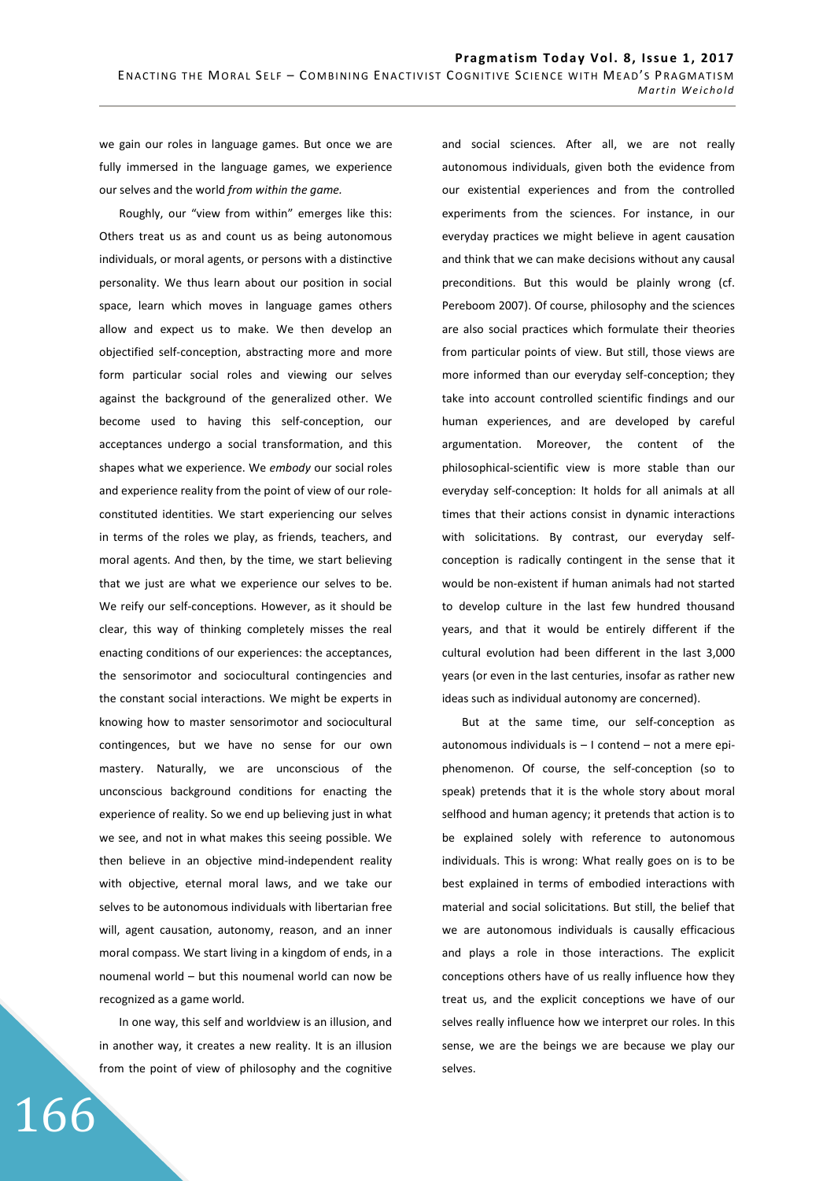we gain our roles in language games. But once we are fully immersed in the language games, we experience our selves and the world *from within the game.*

Roughly, our "view from within" emerges like this: Others treat us as and count us as being autonomous individuals, or moral agents, or persons with a distinctive personality. We thus learn about our position in social space, learn which moves in language games others allow and expect us to make. We then develop an objectified self-conception, abstracting more and more form particular social roles and viewing our selves against the background of the generalized other. We become used to having this self-conception, our acceptances undergo a social transformation, and this shapes what we experience. We *embody* our social roles and experience reality from the point of view of our role-constituted identities. We start experiencing our selves in terms of the roles we play, as friends, teachers, and moral agents. And then, by the time, we start believing that we just are what we experience our selves to be. We reify our self-conceptions. However, as it should be clear, this way of thinking completely misses the real enacting conditions of our experiences: the acceptances, the sensorimotor and sociocultural contingencies and the constant social interactions. We might be experts in knowing how to master sensorimotor and sociocultural contingences, but we have no sense for our own mastery. Naturally, we are unconscious of the unconscious background conditions for enacting the experience of reality. So we end up believing just in what we see, and not in what makes this seeing possible. We then believe in an objective mind-independent reality with objective, eternal moral laws, and we take our selves to be autonomous individuals with libertarian free will, agent causation, autonomy, reason, and an inner moral compass. We start living in a kingdom of ends, in a noumenal world – but this noumenal world can now be recognized as a game world.

In one way, this self and worldview is an illusion, and in another way, it creates a new reality. It is an illusion from the point of view of philosophy and the cognitive and social sciences. After all, we are not really autonomous individuals, given both the evidence from our existential experiences and from the controlled experiments from the sciences. For instance, in our everyday practices we might believe in agent causation and think that we can make decisions without any causal preconditions. But this would be plainly wrong (cf. Pereboom 2007). Of course, philosophy and the sciences are also social practices which formulate their theories from particular points of view. But still, those views are more informed than our everyday self-conception; they take into account controlled scientific findings and our human experiences, and are developed by careful argumentation. Moreover, the content of the philosophical-scientific view is more stable than our everyday self-conception: It holds for all animals at all times that their actions consist in dynamic interactions with solicitations. By contrast, our everyday self-conception is radically contingent in the sense that it would be non-existent if human animals had not started to develop culture in the last few hundred thousand years, and that it would be entirely different if the cultural evolution had been different in the last 3,000 years (or even in the last centuries, insofar as rather new ideas such as individual autonomy are concerned).

But at the same time, our self-conception as autonomous individuals is – I contend – not a mere epiphenomenon. Of course, the self-conception (so to speak) pretends that it is the whole story about moral selfhood and human agency; it pretends that action is to be explained solely with reference to autonomous individuals. This is wrong: What really goes on is to be best explained in terms of embodied interactions with material and social solicitations. But still, the belief that we are autonomous individuals is causally efficacious and plays a role in those interactions. The explicit conceptions others have of us really influence how they treat us, and the explicit conceptions we have of our selves really influence how we interpret our roles. In this sense, we are the beings we are because we play our selves.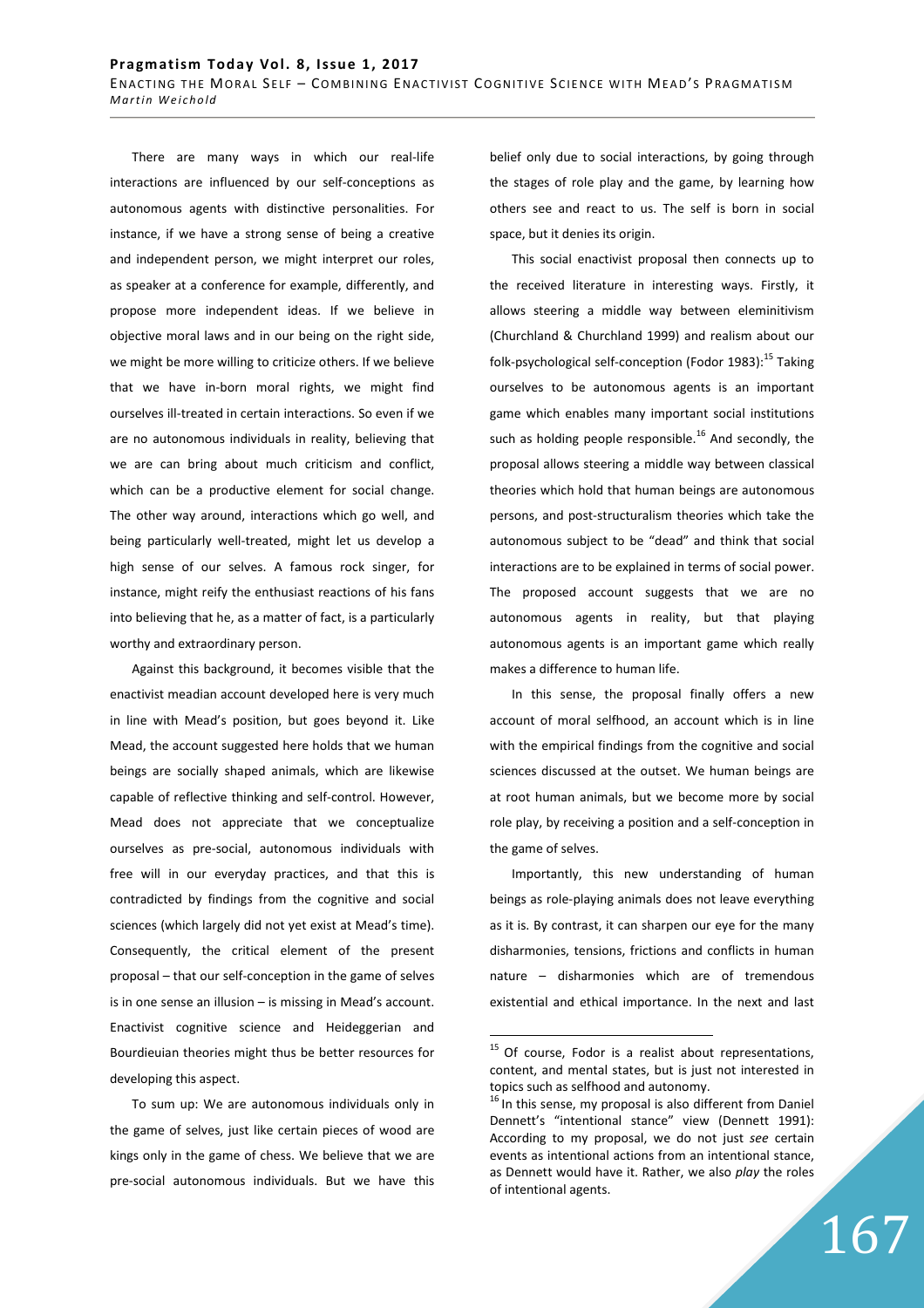There are many ways in which our real-life interactions are influenced by our self-conceptions as autonomous agents with distinctive personalities. For instance, if we have a strong sense of being a creative and independent person, we might interpret our roles, as speaker at a conference for example, differently, and propose more independent ideas. If we believe in objective moral laws and in our being on the right side, we might be more willing to criticize others. If we believe that we have in-born moral rights, we might find ourselves ill-treated in certain interactions. So even if we are no autonomous individuals in reality, believing that we are can bring about much criticism and conflict, which can be a productive element for social change. The other way around, interactions which go well, and being particularly well-treated, might let us develop a high sense of our selves. A famous rock singer, for instance, might reify the enthusiast reactions of his fans into believing that he, as a matter of fact, is a particularly worthy and extraordinary person.

Against this background, it becomes visible that the enactivist meadian account developed here is very much in line with Mead's position, but goes beyond it. Like Mead, the account suggested here holds that we human beings are socially shaped animals, which are likewise capable of reflective thinking and self-control. However, Mead does not appreciate that we conceptualize ourselves as pre-social, autonomous individuals with free will in our everyday practices, and that this is contradicted by findings from the cognitive and social sciences (which largely did not yet exist at Mead's time). Consequently, the critical element of the present proposal – that our self-conception in the game of selves is in one sense an illusion – is missing in Mead's account. Enactivist cognitive science and Heideggerian and Bourdieuian theories might thus be better resources for developing this aspect.

To sum up: We are autonomous individuals only in the game of selves, just like certain pieces of wood are kings only in the game of chess. We believe that we are pre-social autonomous individuals. But we have this belief only due to social interactions, by going through the stages of role play and the game, by learning how others see and react to us. The self is born in social space, but it denies its origin.

This social enactivist proposal then connects up to the received literature in interesting ways. Firstly, it allows steering a middle way between eleminitivism (Churchland & Churchland 1999) and realism about our folk-psychological self-conception (Fodor 1983):[15] Taking ourselves to be autonomous agents is an important game which enables many important social institutions such as holding people responsible.[16] And secondly, the proposal allows steering a middle way between classical theories which hold that human beings are autonomous persons, and post-structuralism theories which take the autonomous subject to be "dead" and think that social interactions are to be explained in terms of social power. The proposed account suggests that we are no autonomous agents in reality, but that playing autonomous agents is an important game which really makes a difference to human life.

In this sense, the proposal finally offers a new account of moral selfhood, an account which is in line with the empirical findings from the cognitive and social sciences discussed at the outset. We human beings are at root human animals, but we become more by social role play, by receiving a position and a self-conception in the game of selves.

Importantly, this new understanding of human beings as role-playing animals does not leave everything as it is. By contrast, it can sharpen our eye for the many disharmonies, tensions, frictions and conflicts in human nature – disharmonies which are of tremendous existential and ethical importance. In the next and last

[15] Of course, Fodor is a realist about representations, content, and mental states, but is just not interested in topics such as selfhood and autonomy.

[16] In this sense, my proposal is also different from Daniel Dennett's "intentional stance" view (Dennett 1991): According to my proposal, we do not just *see* certain events as intentional actions from an intentional stance, as Dennett would have it. Rather, we also *play* the roles of intentional agents.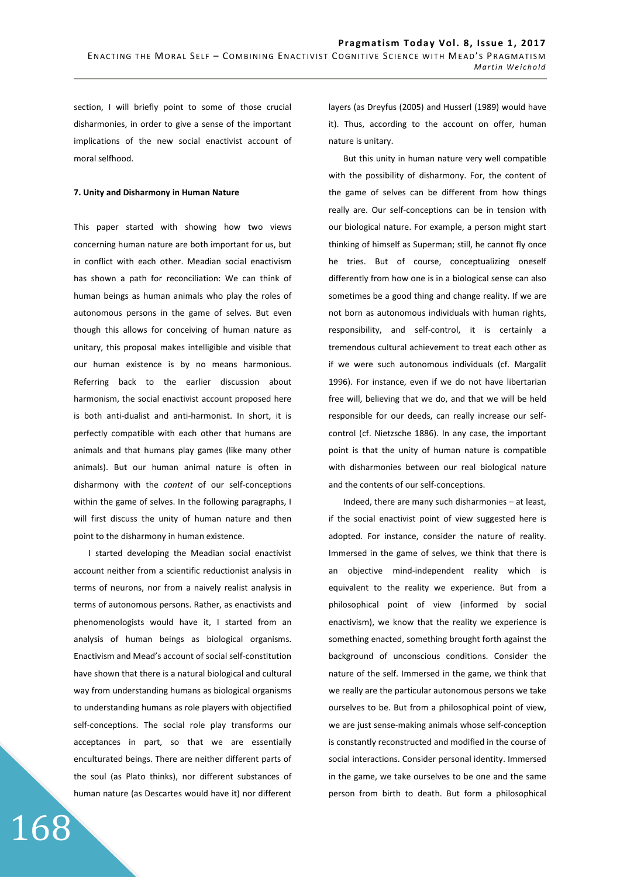section, I will briefly point to some of those crucial disharmonies, in order to give a sense of the important implications of the new social enactivist account of moral selfhood.

### 7. Unity and Disharmony in Human Nature

This paper started with showing how two views concerning human nature are both important for us, but in conflict with each other. Meadian social enactivism has shown a path for reconciliation: We can think of human beings as human animals who play the roles of autonomous persons in the game of selves. But even though this allows for conceiving of human nature as unitary, this proposal makes intelligible and visible that our human existence is by no means harmonious. Referring back to the earlier discussion about harmonism, the social enactivist account proposed here is both anti-dualist and anti-harmonist. In short, it is perfectly compatible with each other that humans are animals and that humans play games (like many other animals). But our human animal nature is often in disharmony with the *content* of our self-conceptions within the game of selves. In the following paragraphs, I will first discuss the unity of human nature and then point to the disharmony in human existence.

I started developing the Meadian social enactivist account neither from a scientific reductionist analysis in terms of neurons, nor from a naively realist analysis in terms of autonomous persons. Rather, as enactivists and phenomenologists would have it, I started from an analysis of human beings as biological organisms. Enactivism and Mead's account of social self-constitution have shown that there is a natural biological and cultural way from understanding humans as biological organisms to understanding humans as role players with objectified self-conceptions. The social role play transforms our acceptances in part, so that we are essentially enculturated beings. There are neither different parts of the soul (as Plato thinks), nor different substances of human nature (as Descartes would have it) nor different layers (as Dreyfus (2005) and Husserl (1989) would have it). Thus, according to the account on offer, human nature is unitary.

But this unity in human nature very well compatible with the possibility of disharmony. For, the content of the game of selves can be different from how things really are. Our self-conceptions can be in tension with our biological nature. For example, a person might start thinking of himself as Superman; still, he cannot fly once he tries. But of course, conceptualizing oneself differently from how one is in a biological sense can also sometimes be a good thing and change reality. If we are not born as autonomous individuals with human rights, responsibility, and self-control, it is certainly a tremendous cultural achievement to treat each other as if we were such autonomous individuals (cf. Margalit 1996). For instance, even if we do not have libertarian free will, believing that we do, and that we will be held responsible for our deeds, can really increase our self-control (cf. Nietzsche 1886). In any case, the important point is that the unity of human nature is compatible with disharmonies between our real biological nature and the contents of our self-conceptions.

Indeed, there are many such disharmonies – at least, if the social enactivist point of view suggested here is adopted. For instance, consider the nature of reality. Immersed in the game of selves, we think that there is an objective mind-independent reality which is equivalent to the reality we experience. But from a philosophical point of view (informed by social enactivism), we know that the reality we experience is something enacted, something brought forth against the background of unconscious conditions. Consider the nature of the self. Immersed in the game, we think that we really are the particular autonomous persons we take ourselves to be. But from a philosophical point of view, we are just sense-making animals whose self-conception is constantly reconstructed and modified in the course of social interactions. Consider personal identity. Immersed in the game, we take ourselves to be one and the same person from birth to death. But form a philosophical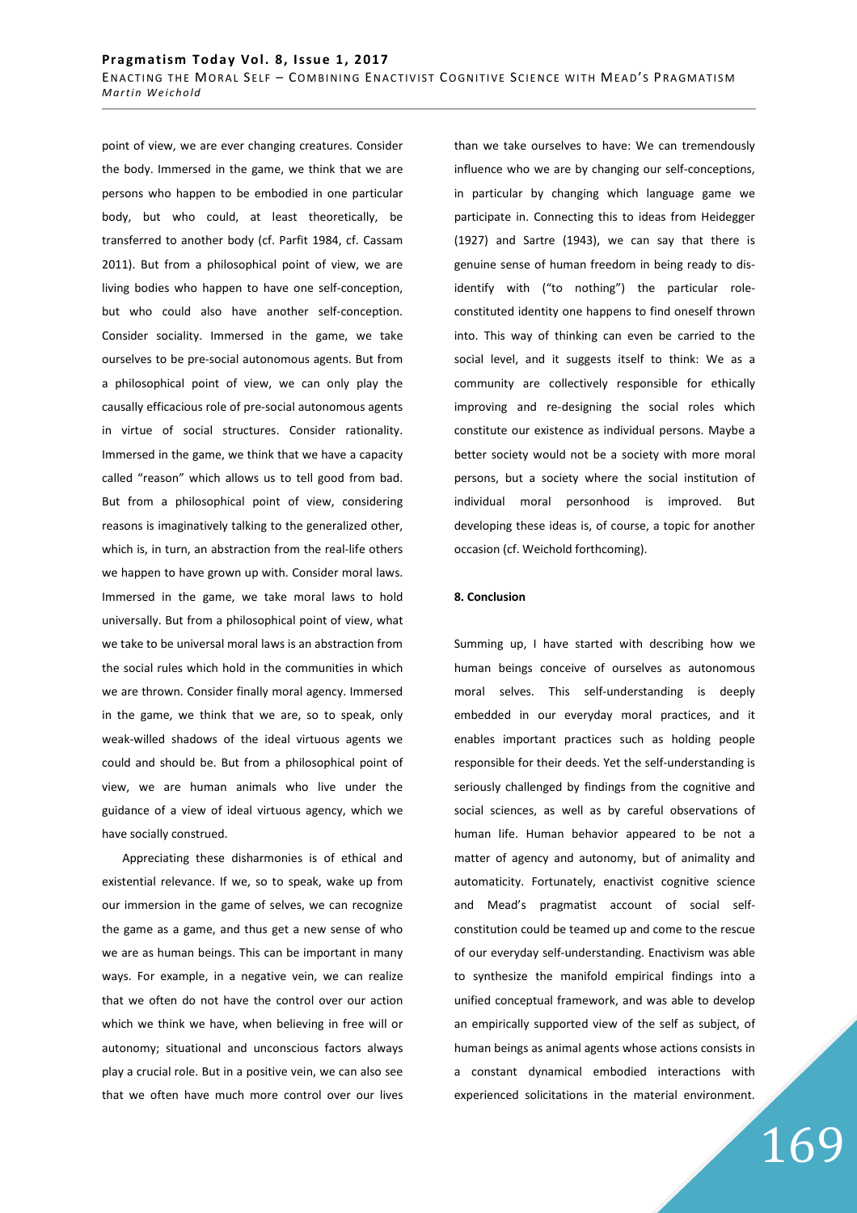point of view, we are ever changing creatures. Consider the body. Immersed in the game, we think that we are persons who happen to be embodied in one particular body, but who could, at least theoretically, be transferred to another body (cf. Parfit 1984, cf. Cassam 2011). But from a philosophical point of view, we are living bodies who happen to have one self-conception, but who could also have another self-conception. Consider sociality. Immersed in the game, we take ourselves to be pre-social autonomous agents. But from a philosophical point of view, we can only play the causally efficacious role of pre-social autonomous agents in virtue of social structures. Consider rationality. Immersed in the game, we think that we have a capacity called "reason" which allows us to tell good from bad. But from a philosophical point of view, considering reasons is imaginatively talking to the generalized other, which is, in turn, an abstraction from the real-life others we happen to have grown up with. Consider moral laws. Immersed in the game, we take moral laws to hold universally. But from a philosophical point of view, what we take to be universal moral laws is an abstraction from the social rules which hold in the communities in which we are thrown. Consider finally moral agency. Immersed in the game, we think that we are, so to speak, only weak-willed shadows of the ideal virtuous agents we could and should be. But from a philosophical point of view, we are human animals who live under the guidance of a view of ideal virtuous agency, which we have socially construed.

Appreciating these disharmonies is of ethical and existential relevance. If we, so to speak, wake up from our immersion in the game of selves, we can recognize the game as a game, and thus get a new sense of who we are as human beings. This can be important in many ways. For example, in a negative vein, we can realize that we often do not have the control over our action which we think we have, when believing in free will or autonomy; situational and unconscious factors always play a crucial role. But in a positive vein, we can also see that we often have much more control over our lives than we take ourselves to have: We can tremendously influence who we are by changing our self-conceptions, in particular by changing which language game we participate in. Connecting this to ideas from Heidegger (1927) and Sartre (1943), we can say that there is genuine sense of human freedom in being ready to dis-identify with ("to nothing") the particular role-constituted identity one happens to find oneself thrown into. This way of thinking can even be carried to the social level, and it suggests itself to think: We as a community are collectively responsible for ethically improving and re-designing the social roles which constitute our existence as individual persons. Maybe a better society would not be a society with more moral persons, but a society where the social institution of individual moral personhood is improved. But developing these ideas is, of course, a topic for another occasion (cf. Weichold forthcoming).

**8. Conclusion**

Summing up, I have started with describing how we human beings conceive of ourselves as autonomous moral selves. This self-understanding is deeply embedded in our everyday moral practices, and it enables important practices such as holding people responsible for their deeds. Yet the self-understanding is seriously challenged by findings from the cognitive and social sciences, as well as by careful observations of human life. Human behavior appeared to be not a matter of agency and autonomy, but of animality and automaticity. Fortunately, enactivist cognitive science and Mead's pragmatist account of social self-constitution could be teamed up and come to the rescue of our everyday self-understanding. Enactivism was able to synthesize the manifold empirical findings into a unified conceptual framework, and was able to develop an empirically supported view of the self as subject, of human beings as animal agents whose actions consists in a constant dynamical embodied interactions with experienced solicitations in the material environment.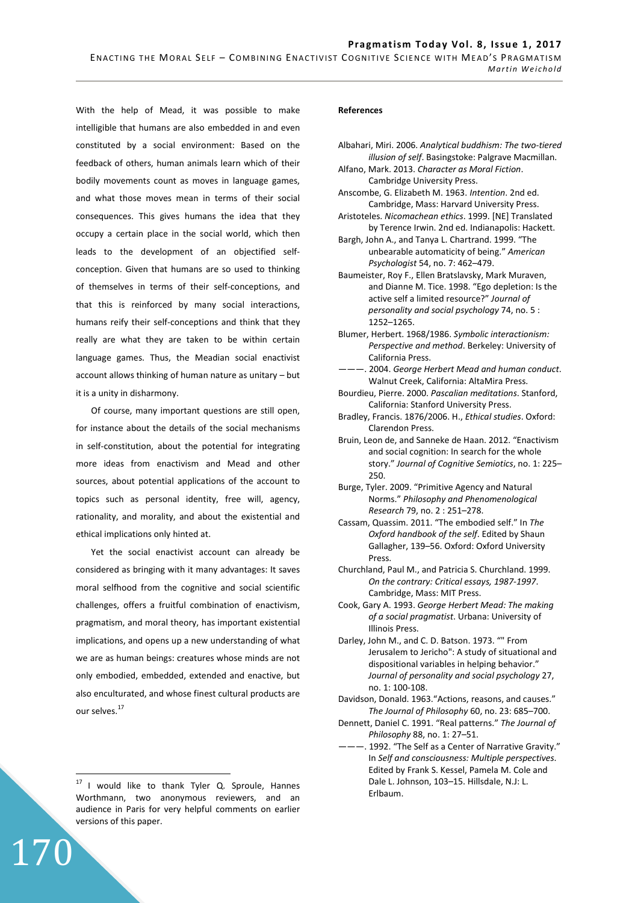With the help of Mead, it was possible to make intelligible that humans are also embedded in and even constituted by a social environment: Based on the feedback of others, human animals learn which of their bodily movements count as moves in language games, and what those moves mean in terms of their social consequences. This gives humans the idea that they occupy a certain place in the social world, which then leads to the development of an objectified self-conception. Given that humans are so used to thinking of themselves in terms of their self-conceptions, and that this is reinforced by many social interactions, humans reify their self-conceptions and think that they really are what they are taken to be within certain language games. Thus, the Meadian social enactivist account allows thinking of human nature as unitary – but it is a unity in disharmony.

Of course, many important questions are still open, for instance about the details of the social mechanisms in self-constitution, about the potential for integrating more ideas from enactivism and Mead and other sources, about potential applications of the account to topics such as personal identity, free will, agency, rationality, and morality, and about the existential and ethical implications only hinted at.

Yet the social enactivist account can already be considered as bringing with it many advantages: It saves moral selfhood from the cognitive and social scientific challenges, offers a fruitful combination of enactivism, pragmatism, and moral theory, has important existential implications, and opens up a new understanding of what we are as human beings: creatures whose minds are not only embodied, embedded, extended and enactive, but also enculturated, and whose finest cultural products are our selves.[17]

[17] I would like to thank Tyler Q. Sproule, Hannes Worthmann, two anonymous reviewers, and an audience in Paris for very helpful comments on earlier versions of this paper.

**References**

Albahari, Miri. 2006. *Analytical buddhism: The two-tiered illusion of self*. Basingstoke: Palgrave Macmillan.

Alfano, Mark. 2013. *Character as Moral Fiction*. Cambridge University Press.

Anscombe, G. Elizabeth M. 1963. *Intention*. 2nd ed. Cambridge, Mass: Harvard University Press.

Aristoteles. *Nicomachean ethics*. 1999. [NE] Translated by Terence Irwin. 2nd ed. Indianapolis: Hackett.

Bargh, John A., and Tanya L. Chartrand. 1999. "The unbearable automaticity of being." *American Psychologist* 54, no. 7: 462–479.

Baumeister, Roy F., Ellen Bratslavsky, Mark Muraven, and Dianne M. Tice. 1998. "Ego depletion: Is the active self a limited resource?" *Journal of personality and social psychology* 74, no. 5 : 1252–1265.

Blumer, Herbert. 1968/1986. *Symbolic interactionism: Perspective and method*. Berkeley: University of California Press.

———. 2004. *George Herbert Mead and human conduct*. Walnut Creek, California: AltaMira Press.

Bourdieu, Pierre. 2000. *Pascalian meditations*. Stanford, California: Stanford University Press.

Bradley, Francis. 1876/2006. H., *Ethical studies*. Oxford: Clarendon Press.

Bruin, Leon de, and Sanneke de Haan. 2012. "Enactivism and social cognition: In search for the whole story." *Journal of Cognitive Semiotics*, no. 1: 225–250.

Burge, Tyler. 2009. "Primitive Agency and Natural Norms." *Philosophy and Phenomenological Research* 79, no. 2 : 251–278.

Cassam, Quassim. 2011. "The embodied self." In *The Oxford handbook of the self*. Edited by Shaun Gallagher, 139–56. Oxford: Oxford University Press.

Churchland, Paul M., and Patricia S. Churchland. 1999. *On the contrary: Critical essays, 1987-1997*. Cambridge, Mass: MIT Press.

Cook, Gary A. 1993. *George Herbert Mead: The making of a social pragmatist*. Urbana: University of Illinois Press.

Darley, John M., and C. D. Batson. 1973. "" From Jerusalem to Jericho": A study of situational and dispositional variables in helping behavior." *Journal of personality and social psychology* 27, no. 1: 100-108.

Davidson, Donald. 1963."Actions, reasons, and causes." *The Journal of Philosophy* 60, no. 23: 685–700.

Dennett, Daniel C. 1991. "Real patterns." *The Journal of Philosophy* 88, no. 1: 27–51.

———. 1992. "The Self as a Center of Narrative Gravity." In *Self and consciousness: Multiple perspectives*. Edited by Frank S. Kessel, Pamela M. Cole and Dale L. Johnson, 103–15. Hillsdale, N.J: L. Erlbaum.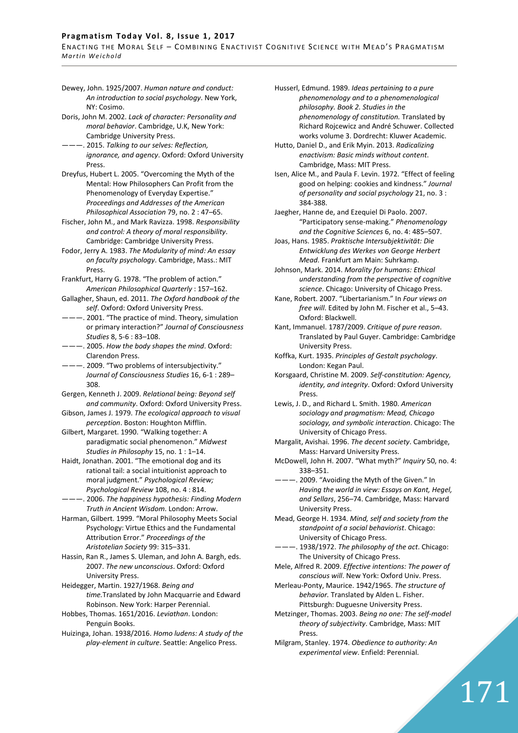Dewey, John. 1925/2007. *Human nature and conduct: An introduction to social psychology*. New York, NY: Cosimo.

Doris, John M. 2002. *Lack of character: Personality and moral behavior*. Cambridge, U.K, New York: Cambridge University Press.

———. 2015. *Talking to our selves: Reflection, ignorance, and agency*. Oxford: Oxford University Press.

Dreyfus, Hubert L. 2005. "Overcoming the Myth of the Mental: How Philosophers Can Profit from the Phenomenology of Everyday Expertise." *Proceedings and Addresses of the American Philosophical Association* 79, no. 2 : 47–65.

Fischer, John M., and Mark Ravizza. 1998. *Responsibility and control: A theory of moral responsibility*. Cambridge: Cambridge University Press.

Fodor, Jerry A. 1983. *The Modularity of mind: An essay on faculty psychology*. Cambridge, Mass.: MIT Press.

Frankfurt, Harry G. 1978. "The problem of action." *American Philosophical Quarterly* : 157–162.

Gallagher, Shaun, ed. 2011. *The Oxford handbook of the self*. Oxford: Oxford University Press.

———. 2001. "The practice of mind. Theory, simulation or primary interaction?" *Journal of Consciousness Studies* 8, 5-6 : 83–108.

———. 2005. *How the body shapes the mind*. Oxford: Clarendon Press.

———. 2009. "Two problems of intersubjectivity." *Journal of Consciousness Studies* 16, 6-1 : 289–308.

Gergen, Kenneth J. 2009. *Relational being: Beyond self and community*. Oxford: Oxford University Press.

Gibson, James J. 1979. *The ecological approach to visual perception*. Boston: Houghton Mifflin.

Gilbert, Margaret. 1990. "Walking together: A paradigmatic social phenomenon." *Midwest Studies in Philosophy* 15, no. 1 : 1–14.

Haidt, Jonathan. 2001. "The emotional dog and its rational tail: a social intuitionist approach to moral judgment." *Psychological Review; Psychological Review* 108, no. 4 : 814.

———. 2006. *The happiness hypothesis: Finding Modern Truth in Ancient Wisdom*. London: Arrow.

Harman, Gilbert. 1999. "Moral Philosophy Meets Social Psychology: Virtue Ethics and the Fundamental Attribution Error." *Proceedings of the Aristotelian Society* 99: 315–331.

Hassin, Ran R., James S. Uleman, and John A. Bargh, eds. 2007. *The new unconscious*. Oxford: Oxford University Press.

Heidegger, Martin. 1927/1968. *Being and time.*Translated by John Macquarrie and Edward Robinson. New York: Harper Perennial.

Hobbes, Thomas. 1651/2016. *Leviathan*. London: Penguin Books.

Huizinga, Johan. 1938/2016. *Homo ludens: A study of the play-element in culture*. Seattle: Angelico Press.

Husserl, Edmund. 1989. *Ideas pertaining to a pure phenomenology and to a phenomenological philosophy. Book 2. Studies in the phenomenology of constitution.* Translated by Richard Rojcewicz and André Schuwer. Collected works volume 3. Dordrecht: Kluwer Academic.

Hutto, Daniel D., and Erik Myin. 2013. *Radicalizing enactivism: Basic minds without content*. Cambridge, Mass: MIT Press.

Isen, Alice M., and Paula F. Levin. 1972. "Effect of feeling good on helping: cookies and kindness." *Journal of personality and social psychology* 21, no. 3 : 384-388.

Jaegher, Hanne de, and Ezequiel Di Paolo. 2007. "Participatory sense-making." *Phenomenology and the Cognitive Sciences* 6, no. 4: 485–507.

Joas, Hans. 1985. *Praktische Intersubjektivität: Die Entwicklung des Werkes von George Herbert Mead.* Frankfurt am Main: Suhrkamp.

Johnson, Mark. 2014. *Morality for humans: Ethical understanding from the perspective of cognitive science*. Chicago: University of Chicago Press.

Kane, Robert. 2007. "Libertarianism." In *Four views on free will*. Edited by John M. Fischer et al., 5–43. Oxford: Blackwell.

Kant, Immanuel. 1787/2009. *Critique of pure reason*. Translated by Paul Guyer. Cambridge: Cambridge University Press.

Koffka, Kurt. 1935. *Principles of Gestalt psychology*. London: Kegan Paul.

Korsgaard, Christine M. 2009. *Self-constitution: Agency, identity, and integrity*. Oxford: Oxford University Press.

Lewis, J. D., and Richard L. Smith. 1980. *American sociology and pragmatism: Mead, Chicago sociology, and symbolic interaction*. Chicago: The University of Chicago Press.

Margalit, Avishai. 1996. *The decent society*. Cambridge, Mass: Harvard University Press.

McDowell, John H. 2007. "What myth?" *Inquiry* 50, no. 4: 338–351.

———. 2009. "Avoiding the Myth of the Given." In *Having the world in view: Essays on Kant, Hegel, and Sellars*, 256–74. Cambridge, Mass: Harvard University Press.

Mead, George H. 1934. *Mind, self and society from the standpoint of a social behaviorist*. Chicago: University of Chicago Press.

———. 1938/1972. *The philosophy of the act*. Chicago: The University of Chicago Press.

Mele, Alfred R. 2009. *Effective intentions: The power of conscious will*. New York: Oxford Univ. Press.

Merleau-Ponty, Maurice. 1942/1965. *The structure of behavior.* Translated by Alden L. Fisher. Pittsburgh: Duguesne University Press.

Metzinger, Thomas. 2003. *Being no one: The self-model theory of subjectivity*. Cambridge, Mass: MIT Press.

Milgram, Stanley. 1974. *Obedience to authority: An experimental view*. Enfield: Perennial.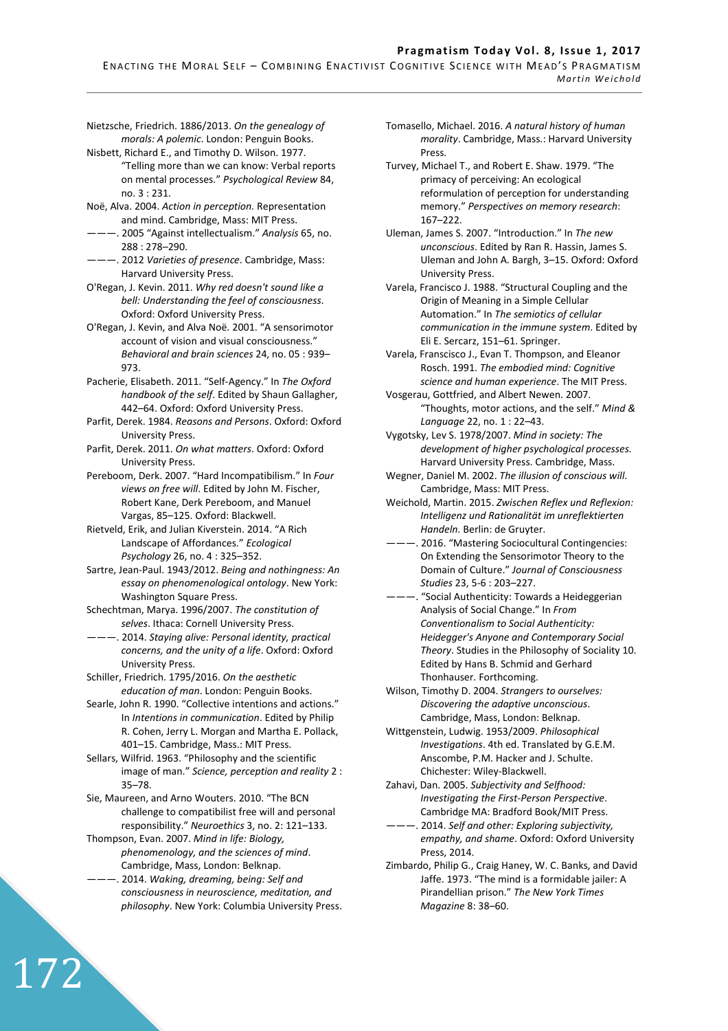Nietzsche, Friedrich. 1886/2013. *On the genealogy of morals: A polemic*. London: Penguin Books.

Nisbett, Richard E., and Timothy D. Wilson. 1977. "Telling more than we can know: Verbal reports on mental processes." *Psychological Review* 84, no. 3 : 231.

Noë, Alva. 2004. *Action in perception.* Representation and mind. Cambridge, Mass: MIT Press.

———. 2005 "Against intellectualism." *Analysis* 65, no. 288 : 278–290.

———. 2012 *Varieties of presence*. Cambridge, Mass: Harvard University Press.

O'Regan, J. Kevin. 2011. *Why red doesn't sound like a bell: Understanding the feel of consciousness*. Oxford: Oxford University Press.

O'Regan, J. Kevin, and Alva Noë. 2001. "A sensorimotor account of vision and visual consciousness." *Behavioral and brain sciences* 24, no. 05 : 939–973.

Pacherie, Elisabeth. 2011. "Self-Agency." In *The Oxford handbook of the self*. Edited by Shaun Gallagher, 442–64. Oxford: Oxford University Press.

Parfit, Derek. 1984. *Reasons and Persons*. Oxford: Oxford University Press.

Parfit, Derek. 2011. *On what matters*. Oxford: Oxford University Press.

Pereboom, Derk. 2007. "Hard Incompatibilism." In *Four views on free will*. Edited by John M. Fischer, Robert Kane, Derk Pereboom, and Manuel Vargas, 85–125. Oxford: Blackwell.

Rietveld, Erik, and Julian Kiverstein. 2014. "A Rich Landscape of Affordances." *Ecological Psychology* 26, no. 4 : 325–352.

Sartre, Jean-Paul. 1943/2012. *Being and nothingness: An essay on phenomenological ontology*. New York: Washington Square Press.

Schechtman, Marya. 1996/2007. *The constitution of selves*. Ithaca: Cornell University Press.

———. 2014. *Staying alive: Personal identity, practical concerns, and the unity of a life*. Oxford: Oxford University Press.

Schiller, Friedrich. 1795/2016. *On the aesthetic education of man*. London: Penguin Books.

Searle, John R. 1990. "Collective intentions and actions." In *Intentions in communication*. Edited by Philip R. Cohen, Jerry L. Morgan and Martha E. Pollack, 401–15. Cambridge, Mass.: MIT Press.

Sellars, Wilfrid. 1963. "Philosophy and the scientific image of man." *Science, perception and reality* 2 : 35–78.

Sie, Maureen, and Arno Wouters. 2010. "The BCN challenge to compatibilist free will and personal responsibility." *Neuroethics* 3, no. 2: 121–133.

Thompson, Evan. 2007. *Mind in life: Biology, phenomenology, and the sciences of mind*. Cambridge, Mass, London: Belknap.

———. 2014. *Waking, dreaming, being: Self and consciousness in neuroscience, meditation, and philosophy*. New York: Columbia University Press.

Tomasello, Michael. 2016. *A natural history of human morality*. Cambridge, Mass.: Harvard University Press.

Turvey, Michael T., and Robert E. Shaw. 1979. "The primacy of perceiving: An ecological reformulation of perception for understanding memory." *Perspectives on memory research*: 167–222.

Uleman, James S. 2007. "Introduction." In *The new unconscious*. Edited by Ran R. Hassin, James S. Uleman and John A. Bargh, 3–15. Oxford: Oxford University Press.

Varela, Francisco J. 1988. "Structural Coupling and the Origin of Meaning in a Simple Cellular Automation." In *The semiotics of cellular communication in the immune system*. Edited by Eli E. Sercarz, 151–61. Springer.

Varela, Franscisco J., Evan T. Thompson, and Eleanor Rosch. 1991. *The embodied mind: Cognitive science and human experience*. The MIT Press.

Vosgerau, Gottfried, and Albert Newen. 2007. "Thoughts, motor actions, and the self." *Mind & Language* 22, no. 1 : 22–43.

Vygotsky, Lev S. 1978/2007. *Mind in society: The development of higher psychological processes.* Harvard University Press. Cambridge, Mass.

Wegner, Daniel M. 2002. *The illusion of conscious will*. Cambridge, Mass: MIT Press.

Weichold, Martin. 2015. *Zwischen Reflex und Reflexion: Intelligenz und Rationalität im unreflektierten Handeln.* Berlin: de Gruyter.

———. 2016. "Mastering Sociocultural Contingencies: On Extending the Sensorimotor Theory to the Domain of Culture." *Journal of Consciousness Studies* 23, 5-6 : 203–227.

———. "Social Authenticity: Towards a Heideggerian Analysis of Social Change." In *From Conventionalism to Social Authenticity: Heidegger's Anyone and Contemporary Social Theory*. Studies in the Philosophy of Sociality 10. Edited by Hans B. Schmid and Gerhard Thonhauser. Forthcoming.

Wilson, Timothy D. 2004. *Strangers to ourselves: Discovering the adaptive unconscious*. Cambridge, Mass, London: Belknap.

Wittgenstein, Ludwig. 1953/2009. *Philosophical Investigations*. 4th ed. Translated by G.E.M. Anscombe, P.M. Hacker and J. Schulte. Chichester: Wiley-Blackwell.

Zahavi, Dan. 2005. *Subjectivity and Selfhood: Investigating the First-Person Perspective*. Cambridge MA: Bradford Book/MIT Press.

———. 2014. *Self and other: Exploring subjectivity, empathy, and shame*. Oxford: Oxford University Press, 2014.

Zimbardo, Philip G., Craig Haney, W. C. Banks, and David Jaffe. 1973. "The mind is a formidable jailer: A Pirandellian prison." *The New York Times Magazine* 8: 38–60.